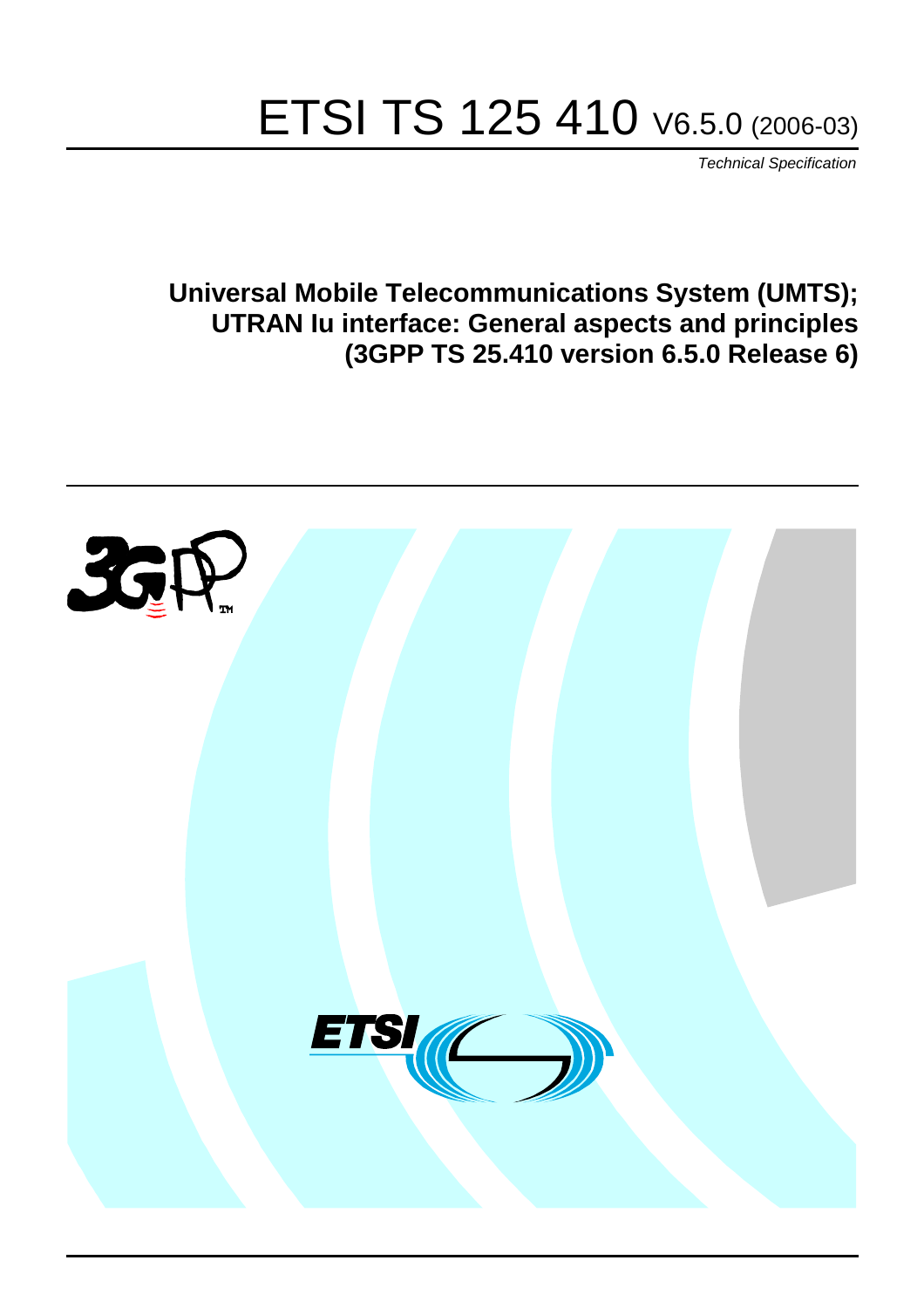# ETSI TS 125 410 V6.5.0 (2006-03)

*Technical Specification*

**Universal Mobile Telecommunications System (UMTS); UTRAN Iu interface: General aspects and principles (3GPP TS 25.410 version 6.5.0 Release 6)**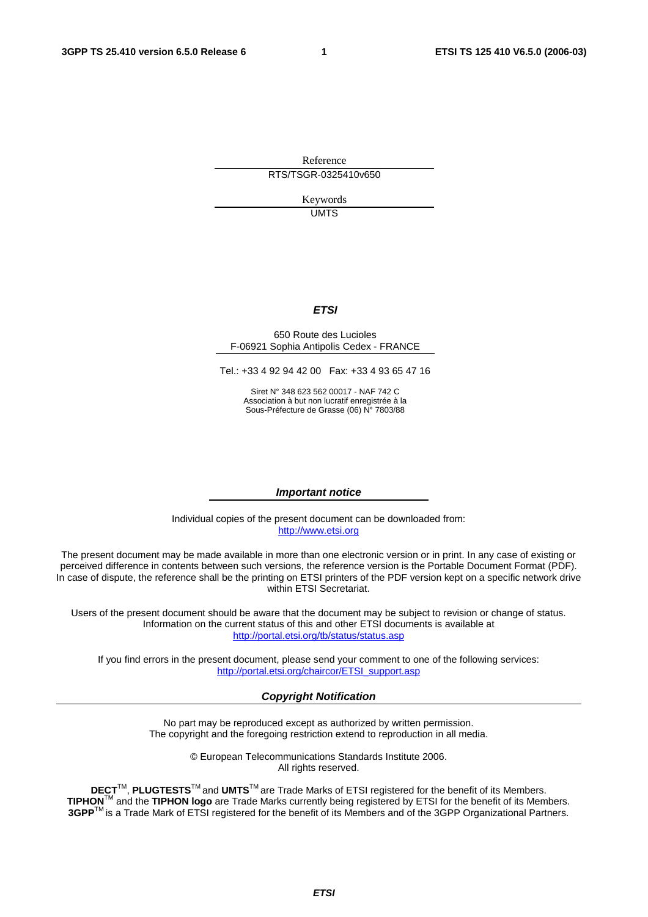Reference

RTS/TSGR-0325410v650

Keywords

UMTS

***ETSI***

650 Route des Lucioles
F-06921 Sophia Antipolis Cedex - FRANCE

Tel.: +33 4 92 94 42 00 Fax: +33 4 93 65 47 16

Siret N° 348 623 562 00017 - NAF 742 C
Association à but non lucratif enregistrée à la
Sous-Préfecture de Grasse (06) N° 7803/88

***Important notice***

Individual copies of the present document can be downloaded from:
http://www.etsi.org

The present document may be made available in more than one electronic version or in print. In any case of existing or perceived difference in contents between such versions, the reference version is the Portable Document Format (PDF). In case of dispute, the reference shall be the printing on ETSI printers of the PDF version kept on a specific network drive within ETSI Secretariat.

Users of the present document should be aware that the document may be subject to revision or change of status. Information on the current status of this and other ETSI documents is available at
http://portal.etsi.org/tb/status/status.asp

If you find errors in the present document, please send your comment to one of the following services:
http://portal.etsi.org/chaircor/ETSI_support.asp

***Copyright Notification***

No part may be reproduced except as authorized by written permission.
The copyright and the foregoing restriction extend to reproduction in all media.

© European Telecommunications Standards Institute 2006.
All rights reserved.

**DECT**™, **PLUGTESTS**™ and **UMTS**™ are Trade Marks of ETSI registered for the benefit of its Members.
**TIPHON**™ and the **TIPHON logo** are Trade Marks currently being registered by ETSI for the benefit of its Members.
**3GPP**™ is a Trade Mark of ETSI registered for the benefit of its Members and of the 3GPP Organizational Partners.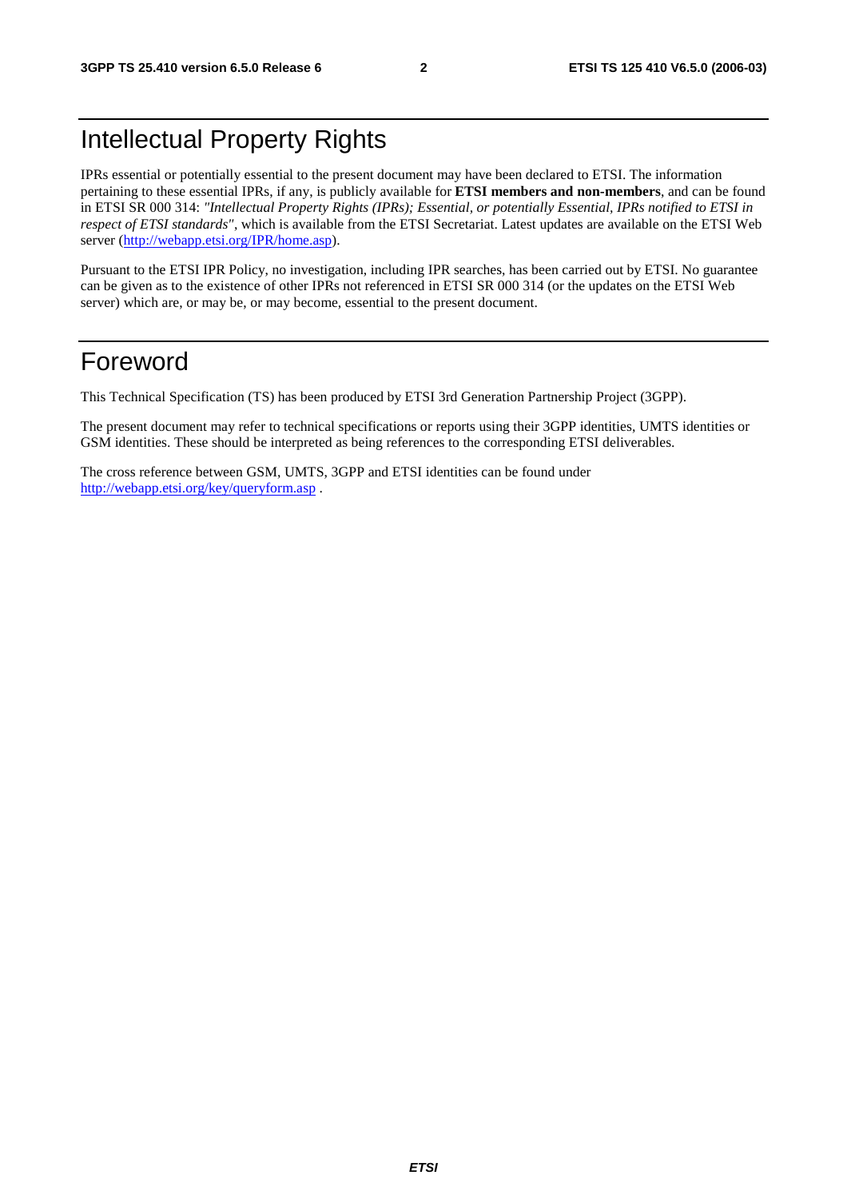# Intellectual Property Rights

IPRs essential or potentially essential to the present document may have been declared to ETSI. The information pertaining to these essential IPRs, if any, is publicly available for **ETSI members and non-members**, and can be found in ETSI SR 000 314: *"Intellectual Property Rights (IPRs); Essential, or potentially Essential, IPRs notified to ETSI in respect of ETSI standards"*, which is available from the ETSI Secretariat. Latest updates are available on the ETSI Web server (http://webapp.etsi.org/IPR/home.asp).

Pursuant to the ETSI IPR Policy, no investigation, including IPR searches, has been carried out by ETSI. No guarantee can be given as to the existence of other IPRs not referenced in ETSI SR 000 314 (or the updates on the ETSI Web server) which are, or may be, or may become, essential to the present document.

# Foreword

This Technical Specification (TS) has been produced by ETSI 3rd Generation Partnership Project (3GPP).

The present document may refer to technical specifications or reports using their 3GPP identities, UMTS identities or GSM identities. These should be interpreted as being references to the corresponding ETSI deliverables.

The cross reference between GSM, UMTS, 3GPP and ETSI identities can be found under http://webapp.etsi.org/key/queryform.asp .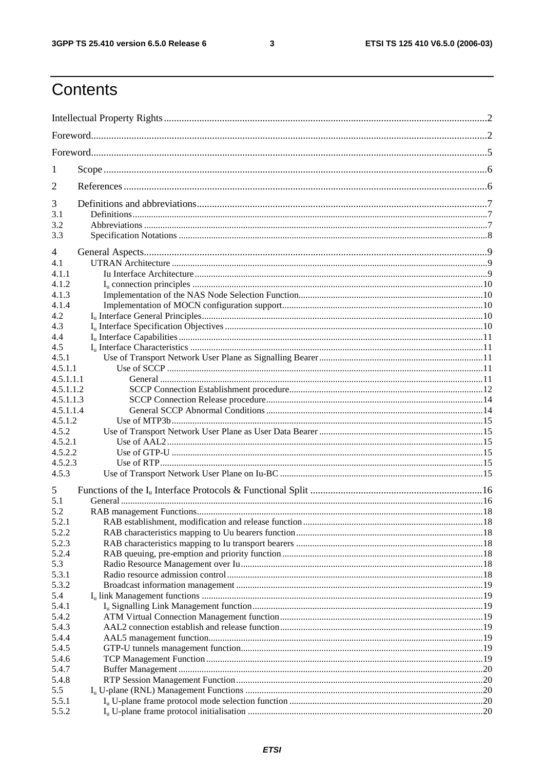# Contents

Intellectual Property Rights ....................................................................................................2

Foreword....................................................................................................................................2

Foreword....................................................................................................................................5

1 Scope ......................................................................................................................................6

2 References ..............................................................................................................................6

3 Definitions and abbreviations..................................................................................................7
3.1 Definitions..............................................................................................................................7
3.2 Abbreviations .........................................................................................................................7
3.3 Specification Notations ..........................................................................................................8

4 General Aspects......................................................................................................................9
4.1 UTRAN Architecture ..............................................................................................................9
4.1.1 Iu Interface Architecture ......................................................................................................9
4.1.2 $I_u$ connection principles ...............................................................................................10
4.1.3 Implementation of the NAS Node Selection Function...........................................................10
4.1.4 Implementation of MOCN configuration support..................................................................10
4.2 $I_u$ Interface General Principles............................................................................................10
4.3 $I_u$ Interface Specification Objectives ..................................................................................10
4.4 $I_u$ Interface Capabilities ......................................................................................................11
4.5 $I_u$ Interface Characteristics .................................................................................................11
4.5.1 Use of Transport Network User Plane as Signalling Bearer....................................................11
4.5.1.1 Use of SCCP ....................................................................................................................11
4.5.1.1.1 General ........................................................................................................................11
4.5.1.1.2 SCCP Connection Establishment procedure...................................................................12
4.5.1.1.3 SCCP Connection Release procedure...........................................................................14
4.5.1.1.4 General SCCP Abnormal Conditions ............................................................................14
4.5.1.2 Use of MTP3b...................................................................................................................15
4.5.2 Use of Transport Network User Plane as User Data Bearer ...................................................15
4.5.2.1 Use of AAL2.....................................................................................................................15
4.5.2.2 Use of GTP-U ..................................................................................................................15
4.5.2.3 Use of RTP.......................................................................................................................15
4.5.3 Use of Transport Network User Plane on Iu-BC ...................................................................15

5 Functions of the $I_u$ Interface Protocols & Functional Split ..................................................16
5.1 General ..................................................................................................................................16
5.2 RAB management Functions...................................................................................................18
5.2.1 RAB establishment, modification and release function..........................................................18
5.2.2 RAB characteristics mapping to Uu bearers function.............................................................18
5.2.3 RAB characteristics mapping to Iu transport bearers .............................................................18
5.2.4 RAB queuing, pre-emption and priority function...................................................................18
5.3 Radio Resource Management over Iu......................................................................................18
5.3.1 Radio resource admission control..........................................................................................18
5.3.2 Broadcast information management ......................................................................................19
5.4 $I_u$ link Management functions ............................................................................................19
5.4.1 $I_u$ Signalling Link Management function.............................................................................19
5.4.2 ATM Virtual Connection Management function....................................................................19
5.4.3 AAL2 connection establish and release function...................................................................19
5.4.4 AAL5 management function..................................................................................................19
5.4.5 GTP-U tunnels management function....................................................................................19
5.4.6 TCP Management Function ...................................................................................................19
5.4.7 Buffer Management ...............................................................................................................20
5.4.8 RTP Session Management Function.......................................................................................20
5.5 $I_u$ U-plane (RNL) Management Functions ...........................................................................20
5.5.1 $I_u$ U-plane frame protocol mode selection function ..............................................................20
5.5.2 $I_u$ U-plane frame protocol initialisation ..............................................................................20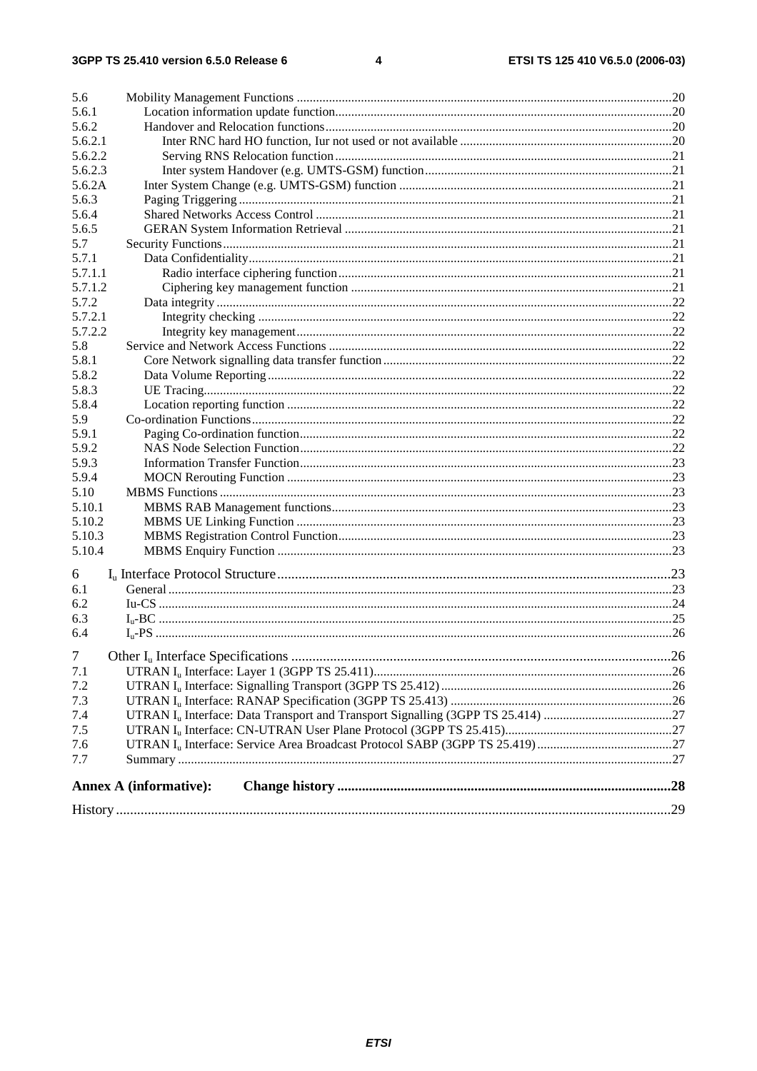5.6 Mobility Management Functions .....20
5.6.1 Location information update function.....20
5.6.2 Handover and Relocation functions.....20
5.6.2.1 Inter RNC hard HO function, Iur not used or not available .....20
5.6.2.2 Serving RNS Relocation function.....21
5.6.2.3 Inter system Handover (e.g. UMTS-GSM) function.....21
5.6.2A Inter System Change (e.g. UMTS-GSM) function .....21
5.6.3 Paging Triggering .....21
5.6.4 Shared Networks Access Control .....21
5.6.5 GERAN System Information Retrieval .....21
5.7 Security Functions.....21
5.7.1 Data Confidentiality.....21
5.7.1.1 Radio interface ciphering function.....21
5.7.1.2 Ciphering key management function .....21
5.7.2 Data integrity .....22
5.7.2.1 Integrity checking .....22
5.7.2.2 Integrity key management.....22
5.8 Service and Network Access Functions .....22
5.8.1 Core Network signalling data transfer function.....22
5.8.2 Data Volume Reporting.....22
5.8.3 UE Tracing.....22
5.8.4 Location reporting function .....22
5.9 Co-ordination Functions.....22
5.9.1 Paging Co-ordination function.....22
5.9.2 NAS Node Selection Function.....22
5.9.3 Information Transfer Function.....23
5.9.4 MOCN Rerouting Function .....23
5.10 MBMS Functions .....23
5.10.1 MBMS RAB Management functions.....23
5.10.2 MBMS UE Linking Function .....23
5.10.3 MBMS Registration Control Function.....23
5.10.4 MBMS Enquiry Function .....23

6 $I_u$ Interface Protocol Structure.....23
6.1 General .....23
6.2 Iu-CS .....24
6.3 $I_u$-BC .....25
6.4 $I_u$-PS .....26

7 Other $I_u$ Interface Specifications .....26
7.1 UTRAN $I_u$ Interface: Layer 1 (3GPP TS 25.411).....26
7.2 UTRAN $I_u$ Interface: Signalling Transport (3GPP TS 25.412).....26
7.3 UTRAN $I_u$ Interface: RANAP Specification (3GPP TS 25.413) .....26
7.4 UTRAN $I_u$ Interface: Data Transport and Transport Signalling (3GPP TS 25.414) .....27
7.5 UTRAN $I_u$ Interface: CN-UTRAN User Plane Protocol (3GPP TS 25.415).....27
7.6 UTRAN $I_u$ Interface: Service Area Broadcast Protocol SABP (3GPP TS 25.419).....27
7.7 Summary .....27

**Annex A (informative): Change history .....28**

History .....29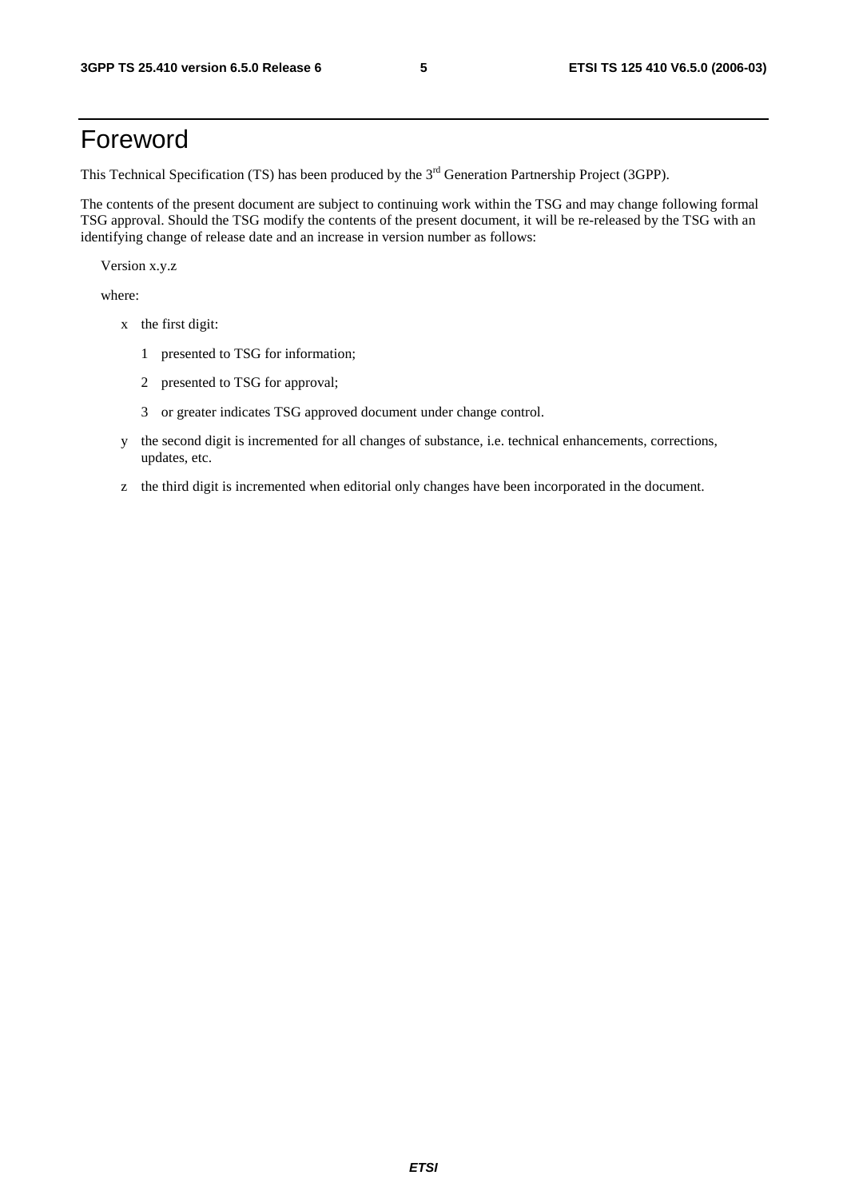# Foreword

This Technical Specification (TS) has been produced by the 3rd Generation Partnership Project (3GPP).

The contents of the present document are subject to continuing work within the TSG and may change following formal TSG approval. Should the TSG modify the contents of the present document, it will be re-released by the TSG with an identifying change of release date and an increase in version number as follows:

Version x.y.z

where:

- x the first digit:
  - 1 presented to TSG for information;
  - 2 presented to TSG for approval;
  - 3 or greater indicates TSG approved document under change control.
- y the second digit is incremented for all changes of substance, i.e. technical enhancements, corrections, updates, etc.
- z the third digit is incremented when editorial only changes have been incorporated in the document.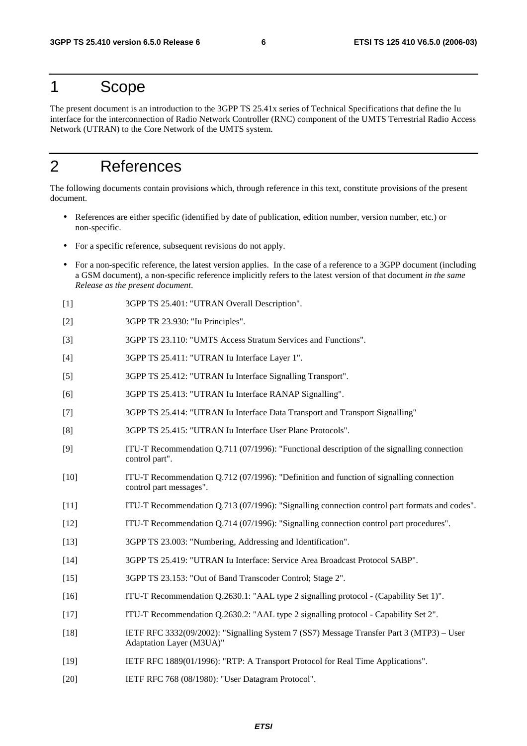# 1 Scope

The present document is an introduction to the 3GPP TS 25.41x series of Technical Specifications that define the Iu interface for the interconnection of Radio Network Controller (RNC) component of the UMTS Terrestrial Radio Access Network (UTRAN) to the Core Network of the UMTS system.

# 2 References

The following documents contain provisions which, through reference in this text, constitute provisions of the present document.

- References are either specific (identified by date of publication, edition number, version number, etc.) or non-specific.
- For a specific reference, subsequent revisions do not apply.
- For a non-specific reference, the latest version applies. In the case of a reference to a 3GPP document (including a GSM document), a non-specific reference implicitly refers to the latest version of that document *in the same Release as the present document*.

[1] 3GPP TS 25.401: "UTRAN Overall Description".

[2] 3GPP TR 23.930: "Iu Principles".

[3] 3GPP TS 23.110: "UMTS Access Stratum Services and Functions".

[4] 3GPP TS 25.411: "UTRAN Iu Interface Layer 1".

[5] 3GPP TS 25.412: "UTRAN Iu Interface Signalling Transport".

[6] 3GPP TS 25.413: "UTRAN Iu Interface RANAP Signalling".

[7] 3GPP TS 25.414: "UTRAN Iu Interface Data Transport and Transport Signalling"

[8] 3GPP TS 25.415: "UTRAN Iu Interface User Plane Protocols".

[9] ITU-T Recommendation Q.711 (07/1996): "Functional description of the signalling connection control part".

[10] ITU-T Recommendation Q.712 (07/1996): "Definition and function of signalling connection control part messages".

[11] ITU-T Recommendation Q.713 (07/1996): "Signalling connection control part formats and codes".

[12] ITU-T Recommendation Q.714 (07/1996): "Signalling connection control part procedures".

[13] 3GPP TS 23.003: "Numbering, Addressing and Identification".

[14] 3GPP TS 25.419: "UTRAN Iu Interface: Service Area Broadcast Protocol SABP".

[15] 3GPP TS 23.153: "Out of Band Transcoder Control; Stage 2".

[16] ITU-T Recommendation Q.2630.1: "AAL type 2 signalling protocol - (Capability Set 1)".

[17] ITU-T Recommendation Q.2630.2: "AAL type 2 signalling protocol - Capability Set 2".

[18] IETF RFC 3332(09/2002): "Signalling System 7 (SS7) Message Transfer Part 3 (MTP3) – User Adaptation Layer (M3UA)"

[19] IETF RFC 1889(01/1996): "RTP: A Transport Protocol for Real Time Applications".

[20] IETF RFC 768 (08/1980): "User Datagram Protocol".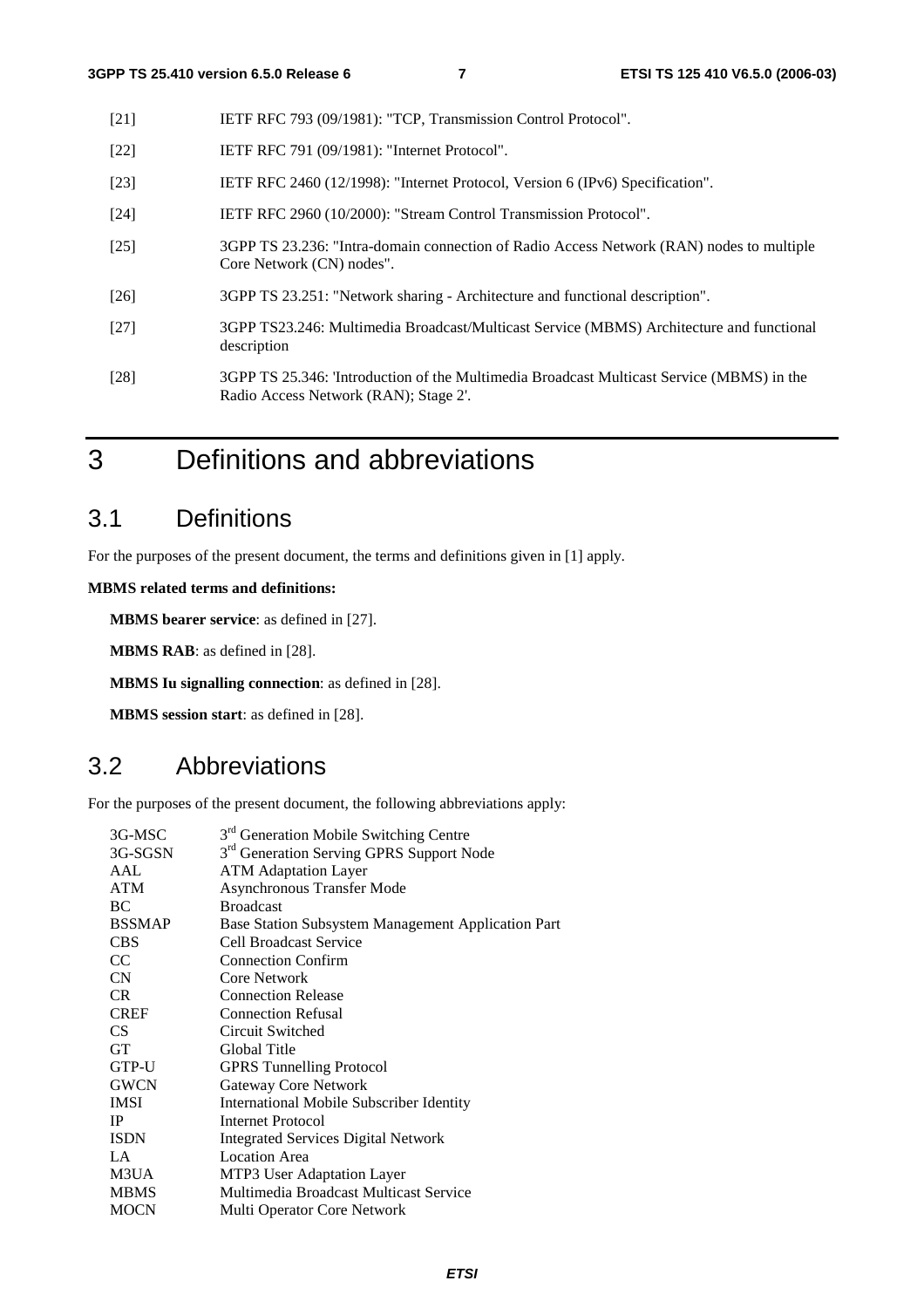[21] IETF RFC 793 (09/1981): "TCP, Transmission Control Protocol".

[22] IETF RFC 791 (09/1981): "Internet Protocol".

[23] IETF RFC 2460 (12/1998): "Internet Protocol, Version 6 (IPv6) Specification".

[24] IETF RFC 2960 (10/2000): "Stream Control Transmission Protocol".

[25] 3GPP TS 23.236: "Intra-domain connection of Radio Access Network (RAN) nodes to multiple Core Network (CN) nodes".

[26] 3GPP TS 23.251: "Network sharing - Architecture and functional description".

[27] 3GPP TS23.246: Multimedia Broadcast/Multicast Service (MBMS) Architecture and functional description

[28] 3GPP TS 25.346: 'Introduction of the Multimedia Broadcast Multicast Service (MBMS) in the Radio Access Network (RAN); Stage 2'.

# 3 Definitions and abbreviations

## 3.1 Definitions

For the purposes of the present document, the terms and definitions given in [1] apply.

**MBMS related terms and definitions:**

**MBMS bearer service**: as defined in [27].

**MBMS RAB**: as defined in [28].

**MBMS Iu signalling connection**: as defined in [28].

**MBMS session start**: as defined in [28].

## 3.2 Abbreviations

For the purposes of the present document, the following abbreviations apply:

| | |
|---|---|
| 3G-MSC | 3rd Generation Mobile Switching Centre |
| 3G-SGSN | 3rd Generation Serving GPRS Support Node |
| AAL | ATM Adaptation Layer |
| ATM | Asynchronous Transfer Mode |
| BC | Broadcast |
| BSSMAP | Base Station Subsystem Management Application Part |
| CBS | Cell Broadcast Service |
| CC | Connection Confirm |
| CN | Core Network |
| CR | Connection Release |
| CREF | Connection Refusal |
| CS | Circuit Switched |
| GT | Global Title |
| GTP-U | GPRS Tunnelling Protocol |
| GWCN | Gateway Core Network |
| IMSI | International Mobile Subscriber Identity |
| IP | Internet Protocol |
| ISDN | Integrated Services Digital Network |
| LA | Location Area |
| M3UA | MTP3 User Adaptation Layer |
| MBMS | Multimedia Broadcast Multicast Service |
| MOCN | Multi Operator Core Network |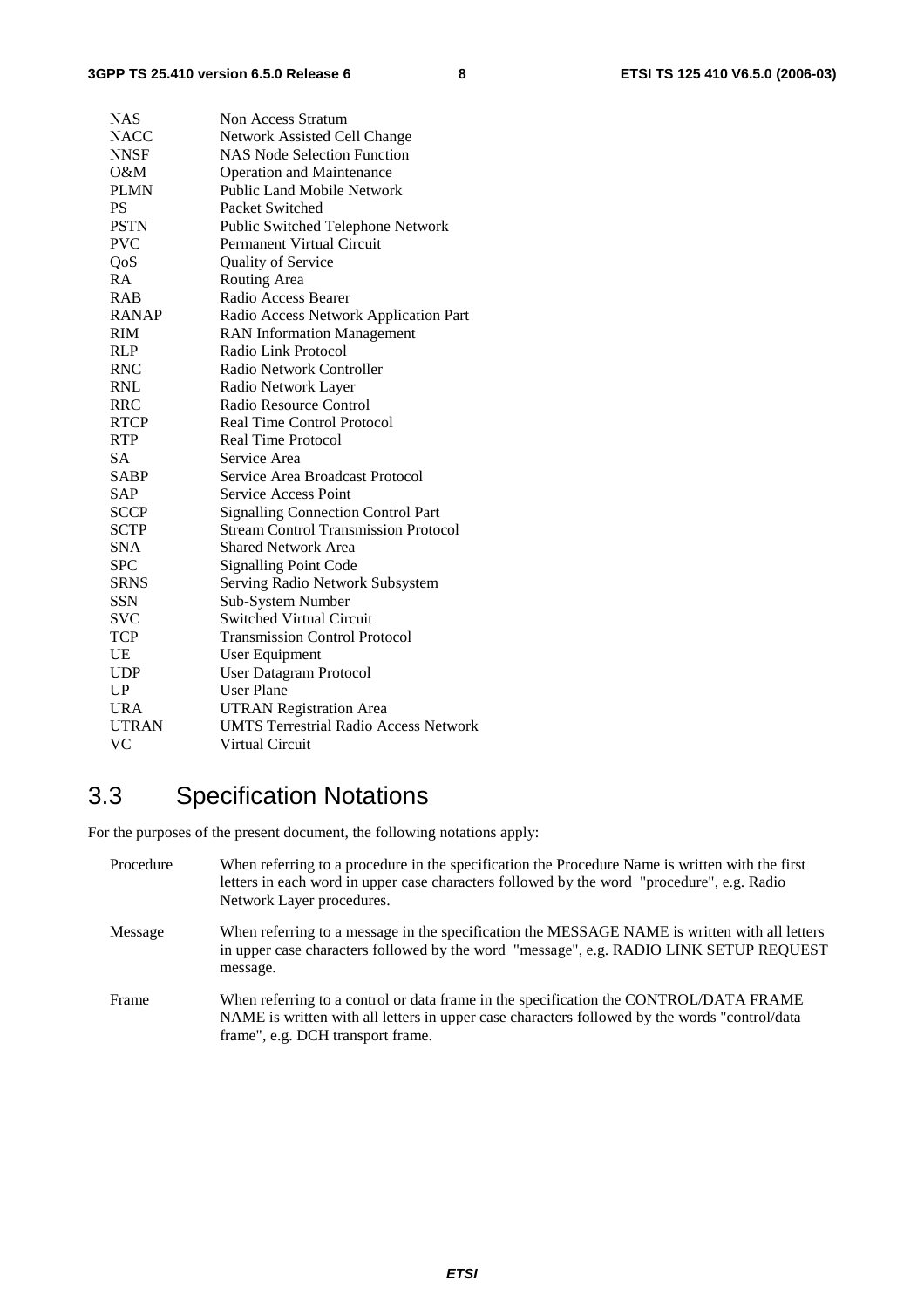| | |
|---|---|
| NAS | Non Access Stratum |
| NACC | Network Assisted Cell Change |
| NNSF | NAS Node Selection Function |
| O&M | Operation and Maintenance |
| PLMN | Public Land Mobile Network |
| PS | Packet Switched |
| PSTN | Public Switched Telephone Network |
| PVC | Permanent Virtual Circuit |
| QoS | Quality of Service |
| RA | Routing Area |
| RAB | Radio Access Bearer |
| RANAP | Radio Access Network Application Part |
| RIM | RAN Information Management |
| RLP | Radio Link Protocol |
| RNC | Radio Network Controller |
| RNL | Radio Network Layer |
| RRC | Radio Resource Control |
| RTCP | Real Time Control Protocol |
| RTP | Real Time Protocol |
| SA | Service Area |
| SABP | Service Area Broadcast Protocol |
| SAP | Service Access Point |
| SCCP | Signalling Connection Control Part |
| SCTP | Stream Control Transmission Protocol |
| SNA | Shared Network Area |
| SPC | Signalling Point Code |
| SRNS | Serving Radio Network Subsystem |
| SSN | Sub-System Number |
| SVC | Switched Virtual Circuit |
| TCP | Transmission Control Protocol |
| UE | User Equipment |
| UDP | User Datagram Protocol |
| UP | User Plane |
| URA | UTRAN Registration Area |
| UTRAN | UMTS Terrestrial Radio Access Network |
| VC | Virtual Circuit |

## 3.3 Specification Notations

For the purposes of the present document, the following notations apply:

Procedure: When referring to a procedure in the specification the Procedure Name is written with the first letters in each word in upper case characters followed by the word "procedure", e.g. Radio Network Layer procedures.

Message: When referring to a message in the specification the MESSAGE NAME is written with all letters in upper case characters followed by the word "message", e.g. RADIO LINK SETUP REQUEST message.

Frame: When referring to a control or data frame in the specification the CONTROL/DATA FRAME NAME is written with all letters in upper case characters followed by the words "control/data frame", e.g. DCH transport frame.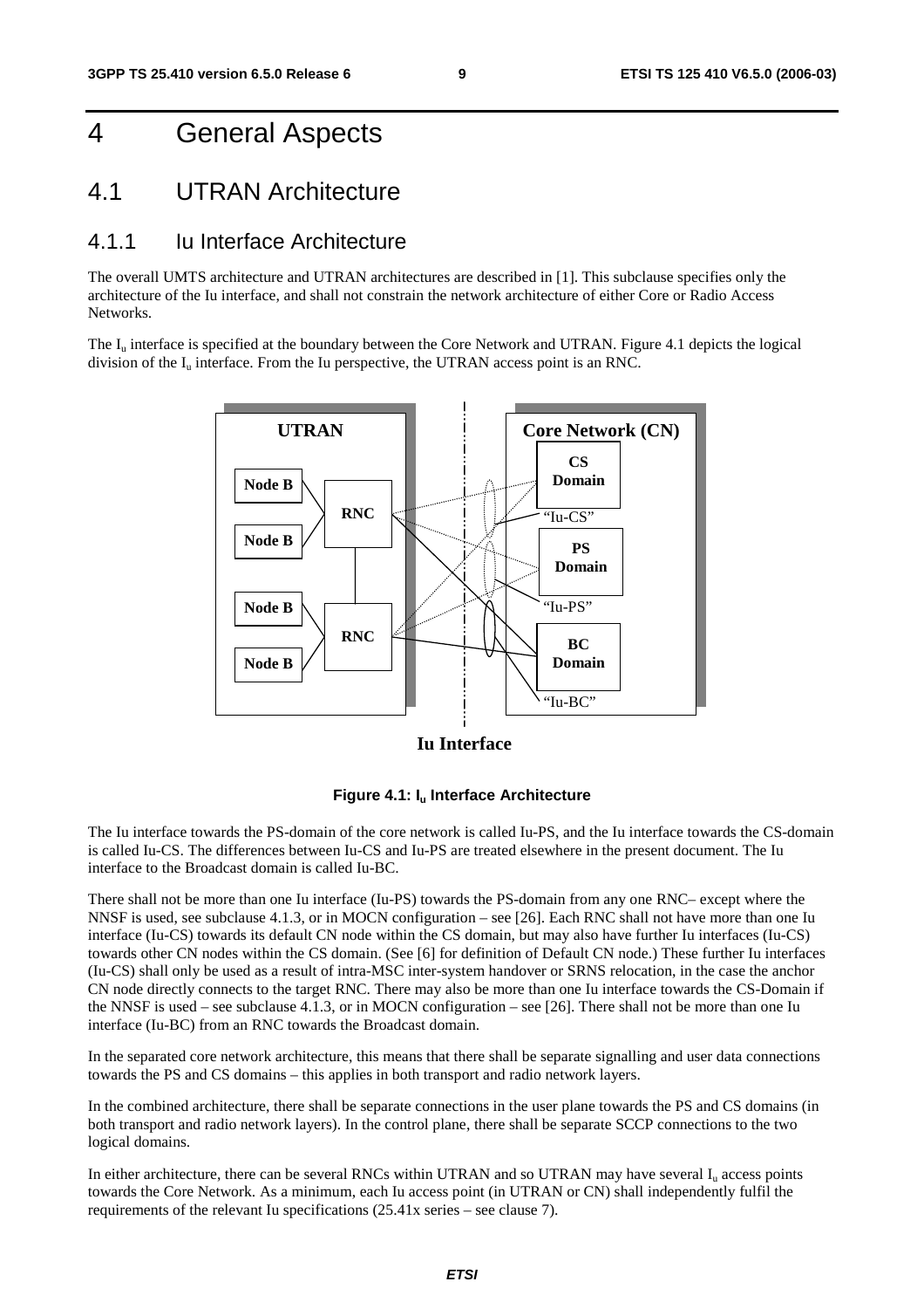# 4 General Aspects

## 4.1 UTRAN Architecture

### 4.1.1 Iu Interface Architecture

The overall UMTS architecture and UTRAN architectures are described in [1]. This subclause specifies only the architecture of the Iu interface, and shall not constrain the network architecture of either Core or Radio Access Networks.

The $I_u$ interface is specified at the boundary between the Core Network and UTRAN. Figure 4.1 depicts the logical division of the $I_u$ interface. From the Iu perspective, the UTRAN access point is an RNC.

**Figure 4.1: $I_u$ Interface Architecture**

The Iu interface towards the PS-domain of the core network is called Iu-PS, and the Iu interface towards the CS-domain is called Iu-CS. The differences between Iu-CS and Iu-PS are treated elsewhere in the present document. The Iu interface to the Broadcast domain is called Iu-BC.

There shall not be more than one Iu interface (Iu-PS) towards the PS-domain from any one RNC– except where the NNSF is used, see subclause 4.1.3, or in MOCN configuration – see [26]. Each RNC shall not have more than one Iu interface (Iu-CS) towards its default CN node within the CS domain, but may also have further Iu interfaces (Iu-CS) towards other CN nodes within the CS domain. (See [6] for definition of Default CN node.) These further Iu interfaces (Iu-CS) shall only be used as a result of intra-MSC inter-system handover or SRNS relocation, in the case the anchor CN node directly connects to the target RNC. There may also be more than one Iu interface towards the CS-Domain if the NNSF is used – see subclause 4.1.3, or in MOCN configuration – see [26]. There shall not be more than one Iu interface (Iu-BC) from an RNC towards the Broadcast domain.

In the separated core network architecture, this means that there shall be separate signalling and user data connections towards the PS and CS domains – this applies in both transport and radio network layers.

In the combined architecture, there shall be separate connections in the user plane towards the PS and CS domains (in both transport and radio network layers). In the control plane, there shall be separate SCCP connections to the two logical domains.

In either architecture, there can be several RNCs within UTRAN and so UTRAN may have several $I_u$ access points towards the Core Network. As a minimum, each Iu access point (in UTRAN or CN) shall independently fulfil the requirements of the relevant Iu specifications (25.41x series – see clause 7).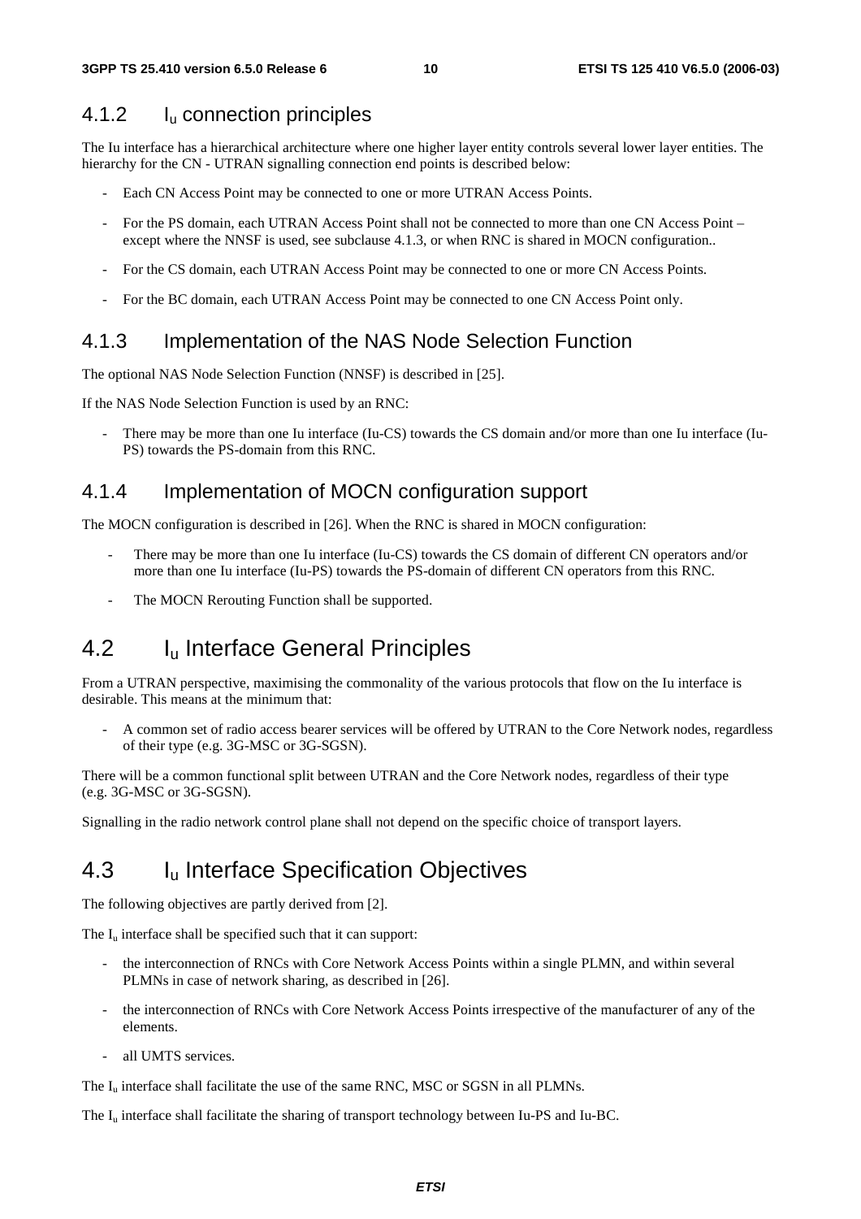### 4.1.2 $I_u$ connection principles

The Iu interface has a hierarchical architecture where one higher layer entity controls several lower layer entities. The hierarchy for the CN - UTRAN signalling connection end points is described below:

- Each CN Access Point may be connected to one or more UTRAN Access Points.
- For the PS domain, each UTRAN Access Point shall not be connected to more than one CN Access Point – except where the NNSF is used, see subclause 4.1.3, or when RNC is shared in MOCN configuration..
- For the CS domain, each UTRAN Access Point may be connected to one or more CN Access Points.
- For the BC domain, each UTRAN Access Point may be connected to one CN Access Point only.

### 4.1.3 Implementation of the NAS Node Selection Function

The optional NAS Node Selection Function (NNSF) is described in [25].

If the NAS Node Selection Function is used by an RNC:

- There may be more than one Iu interface (Iu-CS) towards the CS domain and/or more than one Iu interface (Iu-PS) towards the PS-domain from this RNC.

### 4.1.4 Implementation of MOCN configuration support

The MOCN configuration is described in [26]. When the RNC is shared in MOCN configuration:

- There may be more than one Iu interface (Iu-CS) towards the CS domain of different CN operators and/or more than one Iu interface (Iu-PS) towards the PS-domain of different CN operators from this RNC.
- The MOCN Rerouting Function shall be supported.

## 4.2 $I_u$ Interface General Principles

From a UTRAN perspective, maximising the commonality of the various protocols that flow on the Iu interface is desirable. This means at the minimum that:

- A common set of radio access bearer services will be offered by UTRAN to the Core Network nodes, regardless of their type (e.g. 3G-MSC or 3G-SGSN).

There will be a common functional split between UTRAN and the Core Network nodes, regardless of their type (e.g. 3G-MSC or 3G-SGSN).

Signalling in the radio network control plane shall not depend on the specific choice of transport layers.

## 4.3 $I_u$ Interface Specification Objectives

The following objectives are partly derived from [2].

The $I_u$ interface shall be specified such that it can support:

- the interconnection of RNCs with Core Network Access Points within a single PLMN, and within several PLMNs in case of network sharing, as described in [26].
- the interconnection of RNCs with Core Network Access Points irrespective of the manufacturer of any of the elements.
- all UMTS services.

The $I_u$ interface shall facilitate the use of the same RNC, MSC or SGSN in all PLMNs.

The $I_u$ interface shall facilitate the sharing of transport technology between Iu-PS and Iu-BC.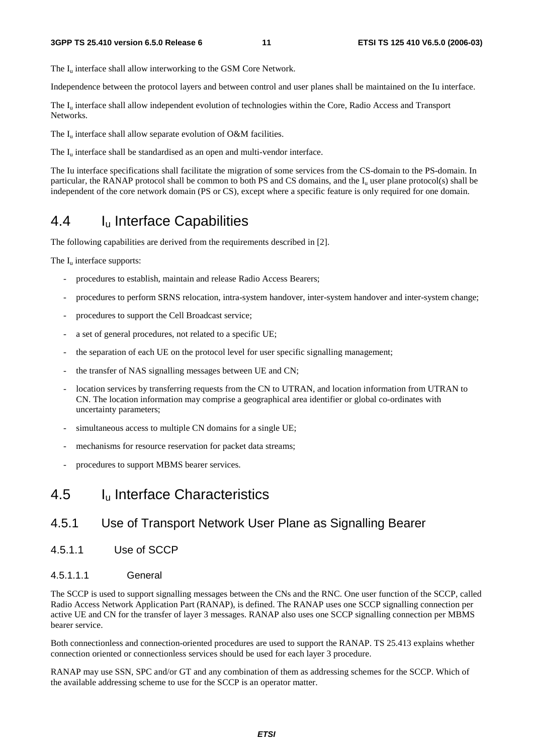The $I_u$ interface shall allow interworking to the GSM Core Network.

Independence between the protocol layers and between control and user planes shall be maintained on the Iu interface.

The $I_u$ interface shall allow independent evolution of technologies within the Core, Radio Access and Transport Networks.

The $I_u$ interface shall allow separate evolution of O&M facilities.

The $I_u$ interface shall be standardised as an open and multi-vendor interface.

The Iu interface specifications shall facilitate the migration of some services from the CS-domain to the PS-domain. In particular, the RANAP protocol shall be common to both PS and CS domains, and the $I_u$ user plane protocol(s) shall be independent of the core network domain (PS or CS), except where a specific feature is only required for one domain.

## 4.4 $I_u$ Interface Capabilities

The following capabilities are derived from the requirements described in [2].

The $I_u$ interface supports:

- procedures to establish, maintain and release Radio Access Bearers;
- procedures to perform SRNS relocation, intra-system handover, inter-system handover and inter-system change;
- procedures to support the Cell Broadcast service;
- a set of general procedures, not related to a specific UE;
- the separation of each UE on the protocol level for user specific signalling management;
- the transfer of NAS signalling messages between UE and CN;
- location services by transferring requests from the CN to UTRAN, and location information from UTRAN to CN. The location information may comprise a geographical area identifier or global co-ordinates with uncertainty parameters;
- simultaneous access to multiple CN domains for a single UE;
- mechanisms for resource reservation for packet data streams;
- procedures to support MBMS bearer services.

## 4.5 $I_u$ Interface Characteristics

### 4.5.1 Use of Transport Network User Plane as Signalling Bearer

#### 4.5.1.1 Use of SCCP

##### 4.5.1.1.1 General

The SCCP is used to support signalling messages between the CNs and the RNC. One user function of the SCCP, called Radio Access Network Application Part (RANAP), is defined. The RANAP uses one SCCP signalling connection per active UE and CN for the transfer of layer 3 messages. RANAP also uses one SCCP signalling connection per MBMS bearer service.

Both connectionless and connection-oriented procedures are used to support the RANAP. TS 25.413 explains whether connection oriented or connectionless services should be used for each layer 3 procedure.

RANAP may use SSN, SPC and/or GT and any combination of them as addressing schemes for the SCCP. Which of the available addressing scheme to use for the SCCP is an operator matter.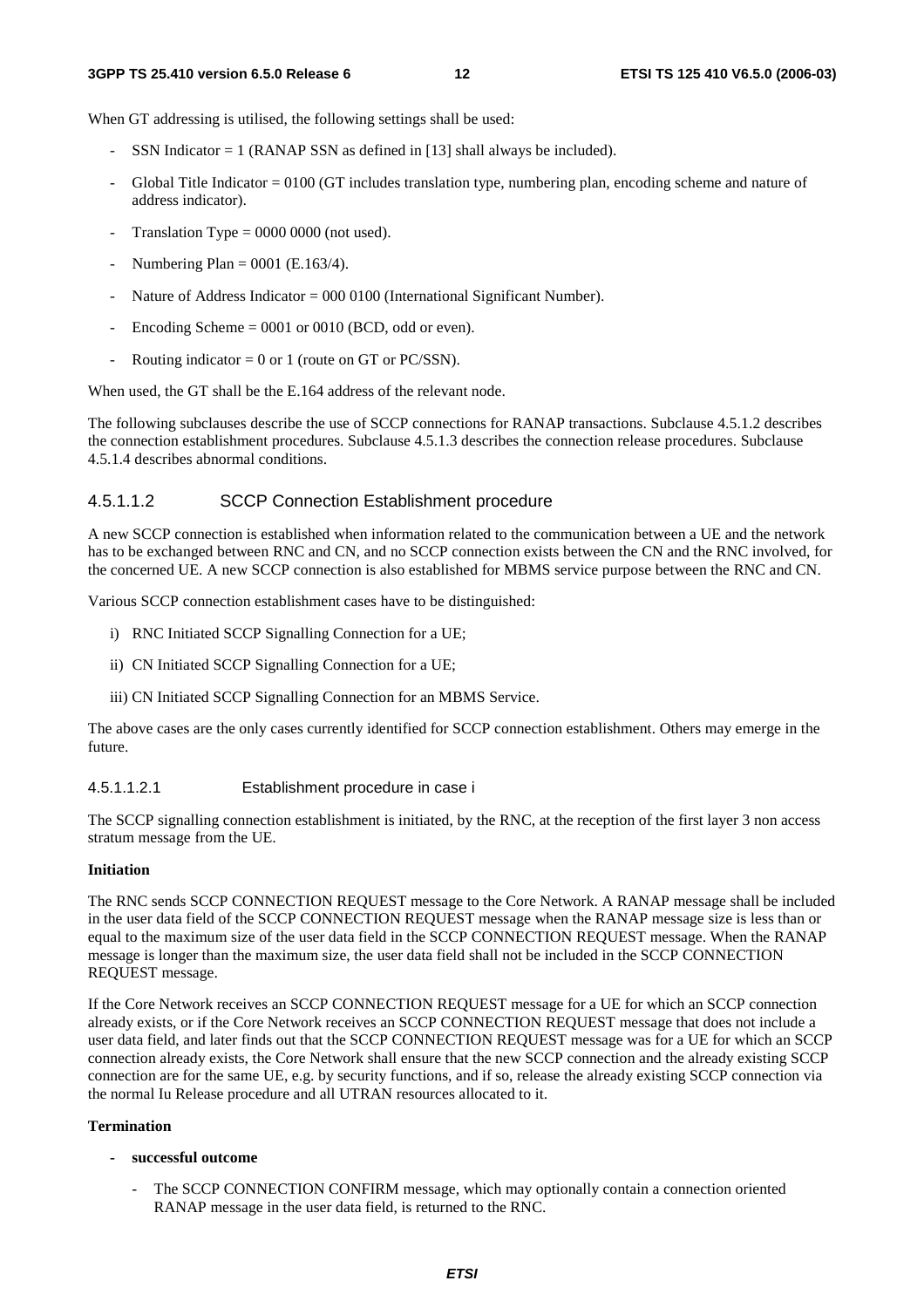When GT addressing is utilised, the following settings shall be used:

- SSN Indicator = 1 (RANAP SSN as defined in [13] shall always be included).
- Global Title Indicator = 0100 (GT includes translation type, numbering plan, encoding scheme and nature of address indicator).
- Translation Type = 0000 0000 (not used).
- Numbering Plan = 0001 (E.163/4).
- Nature of Address Indicator = 000 0100 (International Significant Number).
- Encoding Scheme = 0001 or 0010 (BCD, odd or even).
- Routing indicator = 0 or 1 (route on GT or PC/SSN).

When used, the GT shall be the E.164 address of the relevant node.

The following subclauses describe the use of SCCP connections for RANAP transactions. Subclause 4.5.1.2 describes the connection establishment procedures. Subclause 4.5.1.3 describes the connection release procedures. Subclause 4.5.1.4 describes abnormal conditions.

#### 4.5.1.1.2 SCCP Connection Establishment procedure

A new SCCP connection is established when information related to the communication between a UE and the network has to be exchanged between RNC and CN, and no SCCP connection exists between the CN and the RNC involved, for the concerned UE. A new SCCP connection is also established for MBMS service purpose between the RNC and CN.

Various SCCP connection establishment cases have to be distinguished:

i) RNC Initiated SCCP Signalling Connection for a UE;

ii) CN Initiated SCCP Signalling Connection for a UE;

iii) CN Initiated SCCP Signalling Connection for an MBMS Service.

The above cases are the only cases currently identified for SCCP connection establishment. Others may emerge in the future.

##### 4.5.1.1.2.1 Establishment procedure in case i

The SCCP signalling connection establishment is initiated, by the RNC, at the reception of the first layer 3 non access stratum message from the UE.

**Initiation**

The RNC sends SCCP CONNECTION REQUEST message to the Core Network. A RANAP message shall be included in the user data field of the SCCP CONNECTION REQUEST message when the RANAP message size is less than or equal to the maximum size of the user data field in the SCCP CONNECTION REQUEST message. When the RANAP message is longer than the maximum size, the user data field shall not be included in the SCCP CONNECTION REQUEST message.

If the Core Network receives an SCCP CONNECTION REQUEST message for a UE for which an SCCP connection already exists, or if the Core Network receives an SCCP CONNECTION REQUEST message that does not include a user data field, and later finds out that the SCCP CONNECTION REQUEST message was for a UE for which an SCCP connection already exists, the Core Network shall ensure that the new SCCP connection and the already existing SCCP connection are for the same UE, e.g. by security functions, and if so, release the already existing SCCP connection via the normal Iu Release procedure and all UTRAN resources allocated to it.

**Termination**

- **successful outcome**
  - The SCCP CONNECTION CONFIRM message, which may optionally contain a connection oriented RANAP message in the user data field, is returned to the RNC.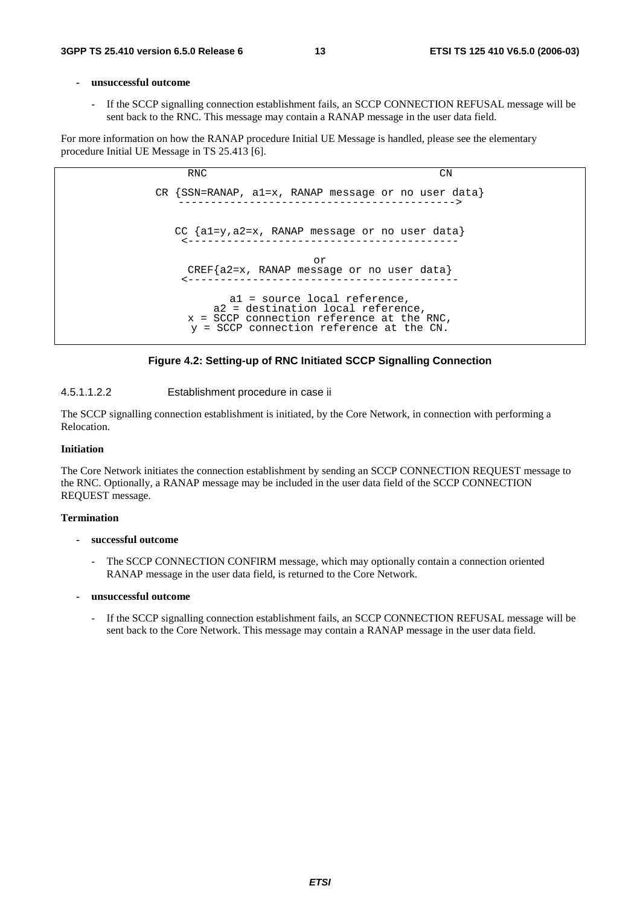- **unsuccessful outcome**

  - If the SCCP signalling connection establishment fails, an SCCP CONNECTION REFUSAL message will be sent back to the RNC. This message may contain a RANAP message in the user data field.

For more information on how the RANAP procedure Initial UE Message is handled, please see the elementary procedure Initial UE Message in TS 25.413 [6].

```
                RNC                                         CN

         CR {SSN=RANAP, a1=x, RANAP message or no user data}
              ------------------------------------------->


            CC {a1=y,a2=x, RANAP message or no user data}
             <------------------------------------------

                                  or
             CREF{a2=x, RANAP message or no user data}
             <------------------------------------------

                     a1 = source local reference,
                  a2 = destination local reference,
               x = SCCP connection reference at the RNC,
                y = SCCP connection reference at the CN.
```

**Figure 4.2: Setting-up of RNC Initiated SCCP Signalling Connection**

#### 4.5.1.1.2.2 Establishment procedure in case ii

The SCCP signalling connection establishment is initiated, by the Core Network, in connection with performing a Relocation.

**Initiation**

The Core Network initiates the connection establishment by sending an SCCP CONNECTION REQUEST message to the RNC. Optionally, a RANAP message may be included in the user data field of the SCCP CONNECTION REQUEST message.

**Termination**

- **successful outcome**

  - The SCCP CONNECTION CONFIRM message, which may optionally contain a connection oriented RANAP message in the user data field, is returned to the Core Network.

- **unsuccessful outcome**

  - If the SCCP signalling connection establishment fails, an SCCP CONNECTION REFUSAL message will be sent back to the Core Network. This message may contain a RANAP message in the user data field.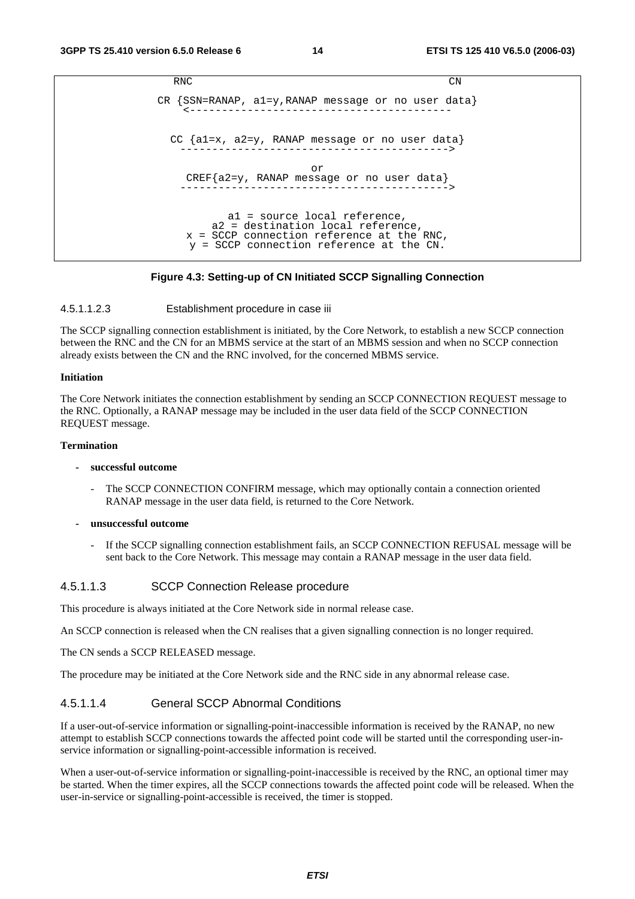```
RNC                                                    CN

          CR {SSN=RANAP, a1=y,RANAP message or no user data}
             <-----------------------------------------

            CC {a1=x, a2=y, RANAP message or no user data}
             ----------------------------------------->

                                 or
             CREF{a2=y, RANAP message or no user data}
             ----------------------------------------->


                    a1 = source local reference,
                  a2 = destination local reference,
              x = SCCP connection reference at the RNC,
               y = SCCP connection reference at the CN.
```

**Figure 4.3: Setting-up of CN Initiated SCCP Signalling Connection**

#### 4.5.1.1.2.3 Establishment procedure in case iii

The SCCP signalling connection establishment is initiated, by the Core Network, to establish a new SCCP connection between the RNC and the CN for an MBMS service at the start of an MBMS session and when no SCCP connection already exists between the CN and the RNC involved, for the concerned MBMS service.

**Initiation**

The Core Network initiates the connection establishment by sending an SCCP CONNECTION REQUEST message to the RNC. Optionally, a RANAP message may be included in the user data field of the SCCP CONNECTION REQUEST message.

**Termination**

- **successful outcome**
  - The SCCP CONNECTION CONFIRM message, which may optionally contain a connection oriented RANAP message in the user data field, is returned to the Core Network.
- **unsuccessful outcome**
  - If the SCCP signalling connection establishment fails, an SCCP CONNECTION REFUSAL message will be sent back to the Core Network. This message may contain a RANAP message in the user data field.

#### 4.5.1.1.3 SCCP Connection Release procedure

This procedure is always initiated at the Core Network side in normal release case.

An SCCP connection is released when the CN realises that a given signalling connection is no longer required.

The CN sends a SCCP RELEASED message.

The procedure may be initiated at the Core Network side and the RNC side in any abnormal release case.

#### 4.5.1.1.4 General SCCP Abnormal Conditions

If a user-out-of-service information or signalling-point-inaccessible information is received by the RANAP, no new attempt to establish SCCP connections towards the affected point code will be started until the corresponding user-in-service information or signalling-point-accessible information is received.

When a user-out-of-service information or signalling-point-inaccessible is received by the RNC, an optional timer may be started. When the timer expires, all the SCCP connections towards the affected point code will be released. When the user-in-service or signalling-point-accessible is received, the timer is stopped.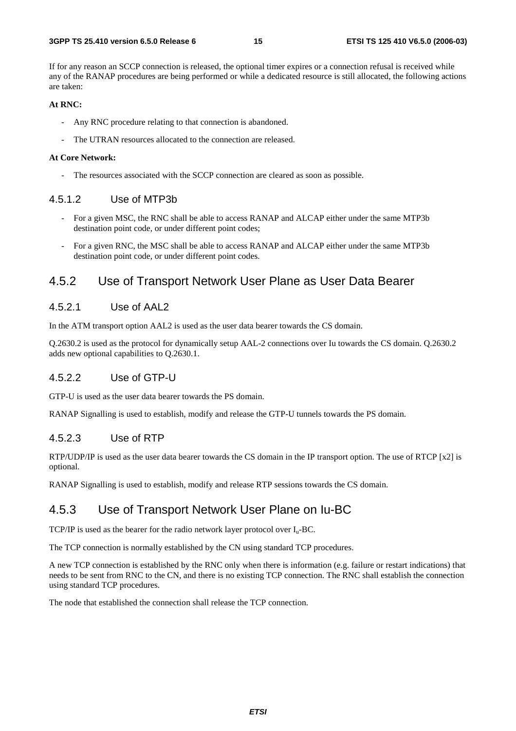If for any reason an SCCP connection is released, the optional timer expires or a connection refusal is received while any of the RANAP procedures are being performed or while a dedicated resource is still allocated, the following actions are taken:

**At RNC:**

- Any RNC procedure relating to that connection is abandoned.
- The UTRAN resources allocated to the connection are released.

**At Core Network:**

- The resources associated with the SCCP connection are cleared as soon as possible.

#### 4.5.1.2 Use of MTP3b

- For a given MSC, the RNC shall be able to access RANAP and ALCAP either under the same MTP3b destination point code, or under different point codes;
- For a given RNC, the MSC shall be able to access RANAP and ALCAP either under the same MTP3b destination point code, or under different point codes.

### 4.5.2 Use of Transport Network User Plane as User Data Bearer

#### 4.5.2.1 Use of AAL2

In the ATM transport option AAL2 is used as the user data bearer towards the CS domain.

Q.2630.2 is used as the protocol for dynamically setup AAL-2 connections over Iu towards the CS domain. Q.2630.2 adds new optional capabilities to Q.2630.1.

#### 4.5.2.2 Use of GTP-U

GTP-U is used as the user data bearer towards the PS domain.

RANAP Signalling is used to establish, modify and release the GTP-U tunnels towards the PS domain.

#### 4.5.2.3 Use of RTP

RTP/UDP/IP is used as the user data bearer towards the CS domain in the IP transport option. The use of RTCP [x2] is optional.

RANAP Signalling is used to establish, modify and release RTP sessions towards the CS domain.

### 4.5.3 Use of Transport Network User Plane on Iu-BC

TCP/IP is used as the bearer for the radio network layer protocol over $I_u$-BC.

The TCP connection is normally established by the CN using standard TCP procedures.

A new TCP connection is established by the RNC only when there is information (e.g. failure or restart indications) that needs to be sent from RNC to the CN, and there is no existing TCP connection. The RNC shall establish the connection using standard TCP procedures.

The node that established the connection shall release the TCP connection.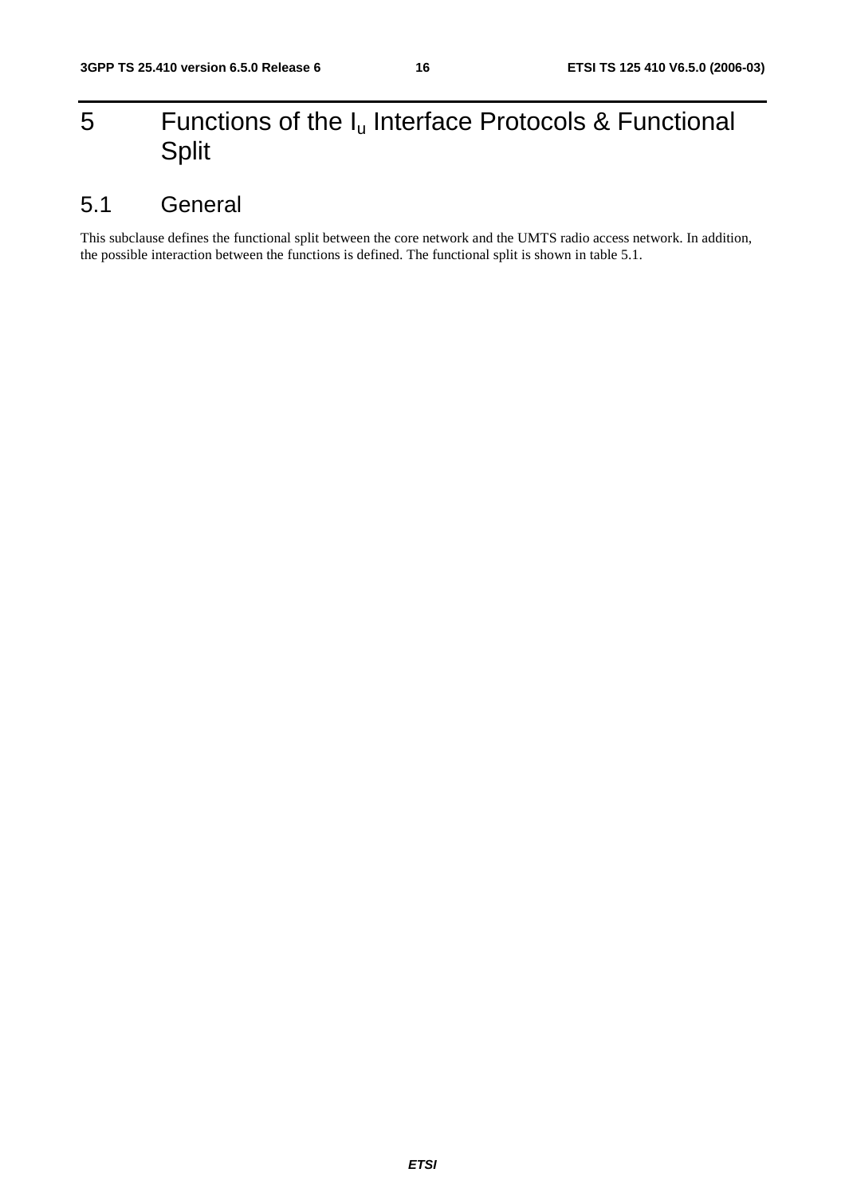# 5 Functions of the $I_u$ Interface Protocols & Functional Split

## 5.1 General

This subclause defines the functional split between the core network and the UMTS radio access network. In addition, the possible interaction between the functions is defined. The functional split is shown in table 5.1.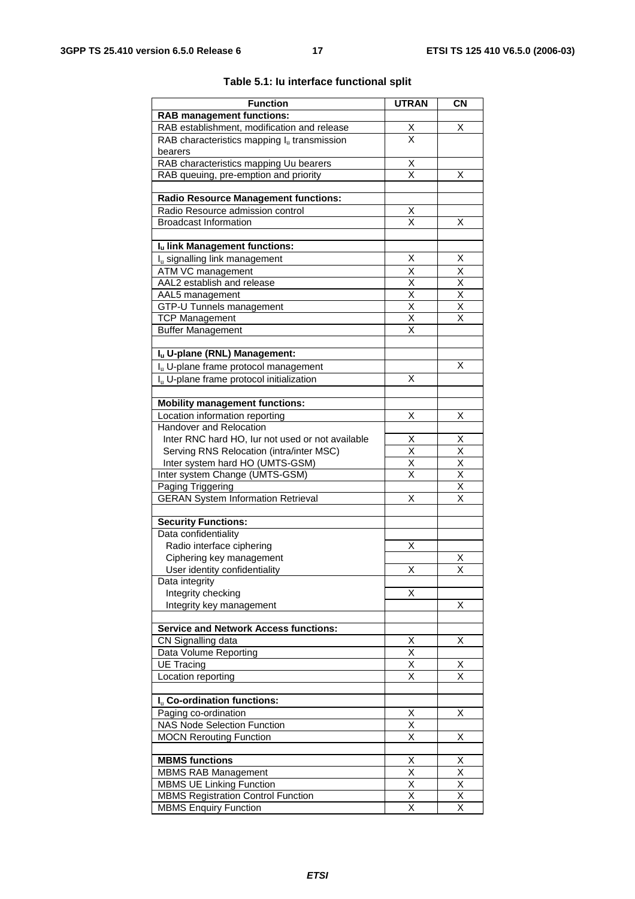**Table 5.1: Iu interface functional split**

| Function | UTRAN | CN |
|---|---|---|
| **RAB management functions:** | | |
| RAB establishment, modification and release | X | X |
| RAB characteristics mapping $I_u$ transmission bearers | X | |
| RAB characteristics mapping Uu bearers | X | |
| RAB queuing, pre-emption and priority | X | X |
| | | |
| **Radio Resource Management functions:** | | |
| Radio Resource admission control | X | |
| Broadcast Information | X | X |
| | | |
| **$I_u$ link Management functions:** | | |
| $I_u$ signalling link management | X | X |
| ATM VC management | X | X |
| AAL2 establish and release | X | X |
| AAL5 management | X | X |
| GTP-U Tunnels management | X | X |
| TCP Management | X | X |
| Buffer Management | X | |
| | | |
| **$I_u$ U-plane (RNL) Management:** | | |
| $I_u$ U-plane frame protocol management | | X |
| $I_u$ U-plane frame protocol initialization | X | |
| | | |
| **Mobility management functions:** | | |
| Location information reporting | X | X |
| Handover and Relocation | | |
| Inter RNC hard HO, Iur not used or not available | X | X |
| Serving RNS Relocation (intra/inter MSC) | X | X |
| Inter system hard HO (UMTS-GSM) | X | X |
| Inter system Change (UMTS-GSM) | X | X |
| Paging Triggering | | X |
| GERAN System Information Retrieval | X | X |
| | | |
| **Security Functions:** | | |
| Data confidentiality | | |
| Radio interface ciphering | X | |
| Ciphering key management | | X |
| User identity confidentiality | X | X |
| Data integrity | | |
| Integrity checking | X | |
| Integrity key management | | X |
| | | |
| **Service and Network Access functions:** | | |
| CN Signalling data | X | X |
| Data Volume Reporting | X | |
| UE Tracing | X | X |
| Location reporting | X | X |
| | | |
| **$I_u$ Co-ordination functions:** | | |
| Paging co-ordination | X | X |
| NAS Node Selection Function | X | |
| MOCN Rerouting Function | X | X |
| | | |
| **MBMS functions** | X | X |
| MBMS RAB Management | X | X |
| MBMS UE Linking Function | X | X |
| MBMS Registration Control Function | X | X |
| MBMS Enquiry Function | X | X |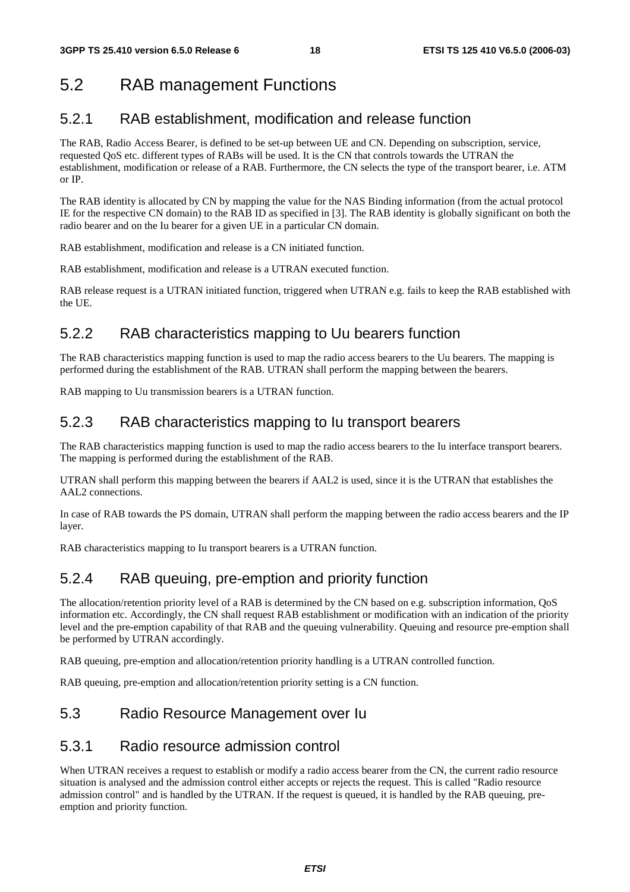## 5.2 RAB management Functions

### 5.2.1 RAB establishment, modification and release function

The RAB, Radio Access Bearer, is defined to be set-up between UE and CN. Depending on subscription, service, requested QoS etc. different types of RABs will be used. It is the CN that controls towards the UTRAN the establishment, modification or release of a RAB. Furthermore, the CN selects the type of the transport bearer, i.e. ATM or IP.

The RAB identity is allocated by CN by mapping the value for the NAS Binding information (from the actual protocol IE for the respective CN domain) to the RAB ID as specified in [3]. The RAB identity is globally significant on both the radio bearer and on the Iu bearer for a given UE in a particular CN domain.

RAB establishment, modification and release is a CN initiated function.

RAB establishment, modification and release is a UTRAN executed function.

RAB release request is a UTRAN initiated function, triggered when UTRAN e.g. fails to keep the RAB established with the UE.

### 5.2.2 RAB characteristics mapping to Uu bearers function

The RAB characteristics mapping function is used to map the radio access bearers to the Uu bearers. The mapping is performed during the establishment of the RAB. UTRAN shall perform the mapping between the bearers.

RAB mapping to Uu transmission bearers is a UTRAN function.

### 5.2.3 RAB characteristics mapping to Iu transport bearers

The RAB characteristics mapping function is used to map the radio access bearers to the Iu interface transport bearers. The mapping is performed during the establishment of the RAB.

UTRAN shall perform this mapping between the bearers if AAL2 is used, since it is the UTRAN that establishes the AAL2 connections.

In case of RAB towards the PS domain, UTRAN shall perform the mapping between the radio access bearers and the IP layer.

RAB characteristics mapping to Iu transport bearers is a UTRAN function.

### 5.2.4 RAB queuing, pre-emption and priority function

The allocation/retention priority level of a RAB is determined by the CN based on e.g. subscription information, QoS information etc. Accordingly, the CN shall request RAB establishment or modification with an indication of the priority level and the pre-emption capability of that RAB and the queuing vulnerability. Queuing and resource pre-emption shall be performed by UTRAN accordingly.

RAB queuing, pre-emption and allocation/retention priority handling is a UTRAN controlled function.

RAB queuing, pre-emption and allocation/retention priority setting is a CN function.

## 5.3 Radio Resource Management over Iu

### 5.3.1 Radio resource admission control

When UTRAN receives a request to establish or modify a radio access bearer from the CN, the current radio resource situation is analysed and the admission control either accepts or rejects the request. This is called "Radio resource admission control" and is handled by the UTRAN. If the request is queued, it is handled by the RAB queuing, pre-emption and priority function.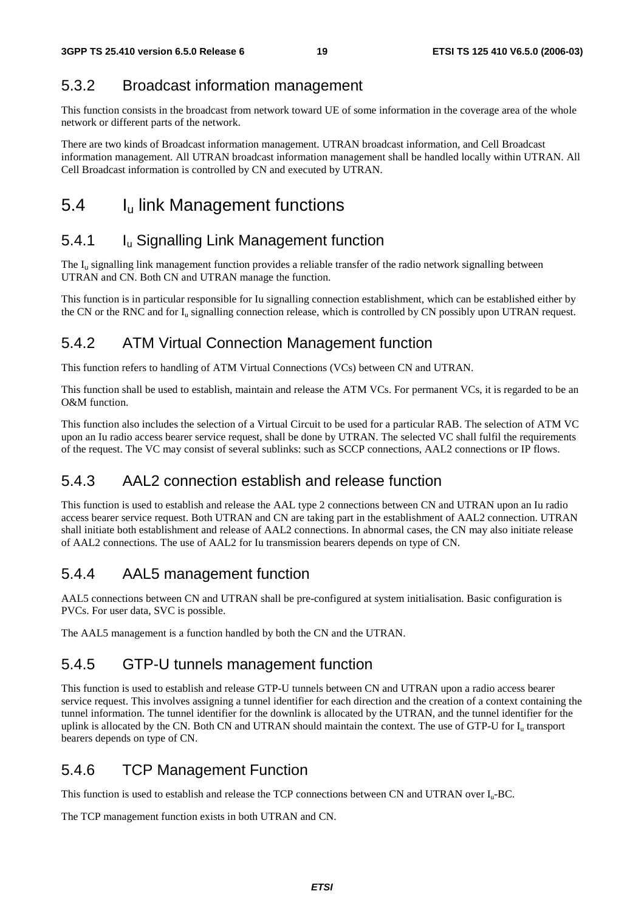### 5.3.2 Broadcast information management

This function consists in the broadcast from network toward UE of some information in the coverage area of the whole network or different parts of the network.

There are two kinds of Broadcast information management. UTRAN broadcast information, and Cell Broadcast information management. All UTRAN broadcast information management shall be handled locally within UTRAN. All Cell Broadcast information is controlled by CN and executed by UTRAN.

## 5.4 $I_u$ link Management functions

### 5.4.1 $I_u$ Signalling Link Management function

The $I_u$ signalling link management function provides a reliable transfer of the radio network signalling between UTRAN and CN. Both CN and UTRAN manage the function.

This function is in particular responsible for Iu signalling connection establishment, which can be established either by the CN or the RNC and for $I_u$ signalling connection release, which is controlled by CN possibly upon UTRAN request.

### 5.4.2 ATM Virtual Connection Management function

This function refers to handling of ATM Virtual Connections (VCs) between CN and UTRAN.

This function shall be used to establish, maintain and release the ATM VCs. For permanent VCs, it is regarded to be an O&M function.

This function also includes the selection of a Virtual Circuit to be used for a particular RAB. The selection of ATM VC upon an Iu radio access bearer service request, shall be done by UTRAN. The selected VC shall fulfil the requirements of the request. The VC may consist of several sublinks: such as SCCP connections, AAL2 connections or IP flows.

### 5.4.3 AAL2 connection establish and release function

This function is used to establish and release the AAL type 2 connections between CN and UTRAN upon an Iu radio access bearer service request. Both UTRAN and CN are taking part in the establishment of AAL2 connection. UTRAN shall initiate both establishment and release of AAL2 connections. In abnormal cases, the CN may also initiate release of AAL2 connections. The use of AAL2 for Iu transmission bearers depends on type of CN.

### 5.4.4 AAL5 management function

AAL5 connections between CN and UTRAN shall be pre-configured at system initialisation. Basic configuration is PVCs. For user data, SVC is possible.

The AAL5 management is a function handled by both the CN and the UTRAN.

### 5.4.5 GTP-U tunnels management function

This function is used to establish and release GTP-U tunnels between CN and UTRAN upon a radio access bearer service request. This involves assigning a tunnel identifier for each direction and the creation of a context containing the tunnel information. The tunnel identifier for the downlink is allocated by the UTRAN, and the tunnel identifier for the uplink is allocated by the CN. Both CN and UTRAN should maintain the context. The use of GTP-U for $I_u$ transport bearers depends on type of CN.

### 5.4.6 TCP Management Function

This function is used to establish and release the TCP connections between CN and UTRAN over $I_u$-BC.

The TCP management function exists in both UTRAN and CN.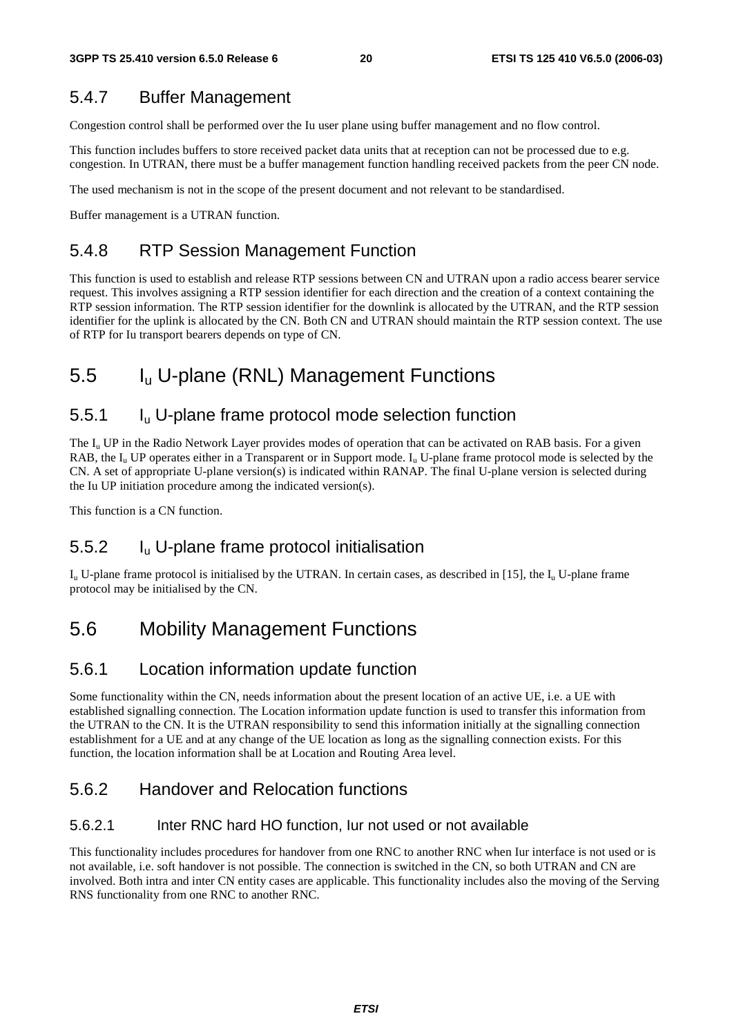### 5.4.7 Buffer Management

Congestion control shall be performed over the Iu user plane using buffer management and no flow control.

This function includes buffers to store received packet data units that at reception can not be processed due to e.g. congestion. In UTRAN, there must be a buffer management function handling received packets from the peer CN node.

The used mechanism is not in the scope of the present document and not relevant to be standardised.

Buffer management is a UTRAN function.

### 5.4.8 RTP Session Management Function

This function is used to establish and release RTP sessions between CN and UTRAN upon a radio access bearer service request. This involves assigning a RTP session identifier for each direction and the creation of a context containing the RTP session information. The RTP session identifier for the downlink is allocated by the UTRAN, and the RTP session identifier for the uplink is allocated by the CN. Both CN and UTRAN should maintain the RTP session context. The use of RTP for Iu transport bearers depends on type of CN.

## 5.5 $I_u$ U-plane (RNL) Management Functions

### 5.5.1 $I_u$ U-plane frame protocol mode selection function

The $I_u$ UP in the Radio Network Layer provides modes of operation that can be activated on RAB basis. For a given RAB, the $I_u$ UP operates either in a Transparent or in Support mode. $I_u$ U-plane frame protocol mode is selected by the CN. A set of appropriate U-plane version(s) is indicated within RANAP. The final U-plane version is selected during the Iu UP initiation procedure among the indicated version(s).

This function is a CN function.

### 5.5.2 $I_u$ U-plane frame protocol initialisation

$I_u$ U-plane frame protocol is initialised by the UTRAN. In certain cases, as described in [15], the $I_u$ U-plane frame protocol may be initialised by the CN.

## 5.6 Mobility Management Functions

### 5.6.1 Location information update function

Some functionality within the CN, needs information about the present location of an active UE, i.e. a UE with established signalling connection. The Location information update function is used to transfer this information from the UTRAN to the CN. It is the UTRAN responsibility to send this information initially at the signalling connection establishment for a UE and at any change of the UE location as long as the signalling connection exists. For this function, the location information shall be at Location and Routing Area level.

### 5.6.2 Handover and Relocation functions

#### 5.6.2.1 Inter RNC hard HO function, Iur not used or not available

This functionality includes procedures for handover from one RNC to another RNC when Iur interface is not used or is not available, i.e. soft handover is not possible. The connection is switched in the CN, so both UTRAN and CN are involved. Both intra and inter CN entity cases are applicable. This functionality includes also the moving of the Serving RNS functionality from one RNC to another RNC.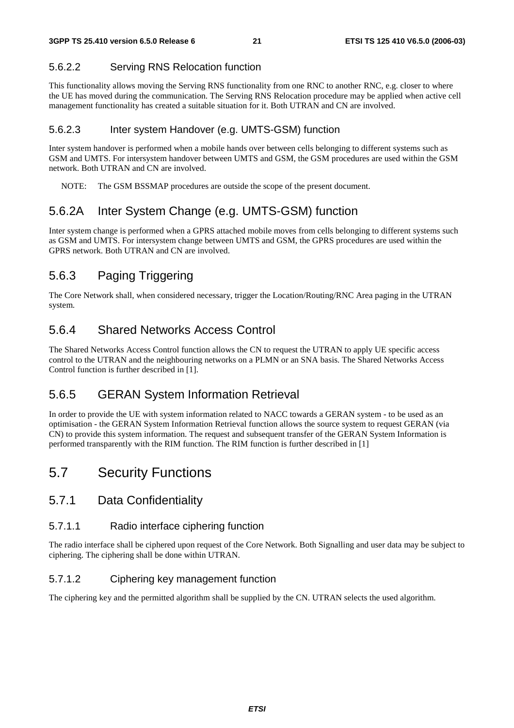#### 5.6.2.2 Serving RNS Relocation function

This functionality allows moving the Serving RNS functionality from one RNC to another RNC, e.g. closer to where the UE has moved during the communication. The Serving RNS Relocation procedure may be applied when active cell management functionality has created a suitable situation for it. Both UTRAN and CN are involved.

#### 5.6.2.3 Inter system Handover (e.g. UMTS-GSM) function

Inter system handover is performed when a mobile hands over between cells belonging to different systems such as GSM and UMTS. For intersystem handover between UMTS and GSM, the GSM procedures are used within the GSM network. Both UTRAN and CN are involved.

NOTE: The GSM BSSMAP procedures are outside the scope of the present document.

### 5.6.2A Inter System Change (e.g. UMTS-GSM) function

Inter system change is performed when a GPRS attached mobile moves from cells belonging to different systems such as GSM and UMTS. For intersystem change between UMTS and GSM, the GPRS procedures are used within the GPRS network. Both UTRAN and CN are involved.

### 5.6.3 Paging Triggering

The Core Network shall, when considered necessary, trigger the Location/Routing/RNC Area paging in the UTRAN system.

### 5.6.4 Shared Networks Access Control

The Shared Networks Access Control function allows the CN to request the UTRAN to apply UE specific access control to the UTRAN and the neighbouring networks on a PLMN or an SNA basis. The Shared Networks Access Control function is further described in [1].

### 5.6.5 GERAN System Information Retrieval

In order to provide the UE with system information related to NACC towards a GERAN system - to be used as an optimisation - the GERAN System Information Retrieval function allows the source system to request GERAN (via CN) to provide this system information. The request and subsequent transfer of the GERAN System Information is performed transparently with the RIM function. The RIM function is further described in [1]

## 5.7 Security Functions

### 5.7.1 Data Confidentiality

#### 5.7.1.1 Radio interface ciphering function

The radio interface shall be ciphered upon request of the Core Network. Both Signalling and user data may be subject to ciphering. The ciphering shall be done within UTRAN.

#### 5.7.1.2 Ciphering key management function

The ciphering key and the permitted algorithm shall be supplied by the CN. UTRAN selects the used algorithm.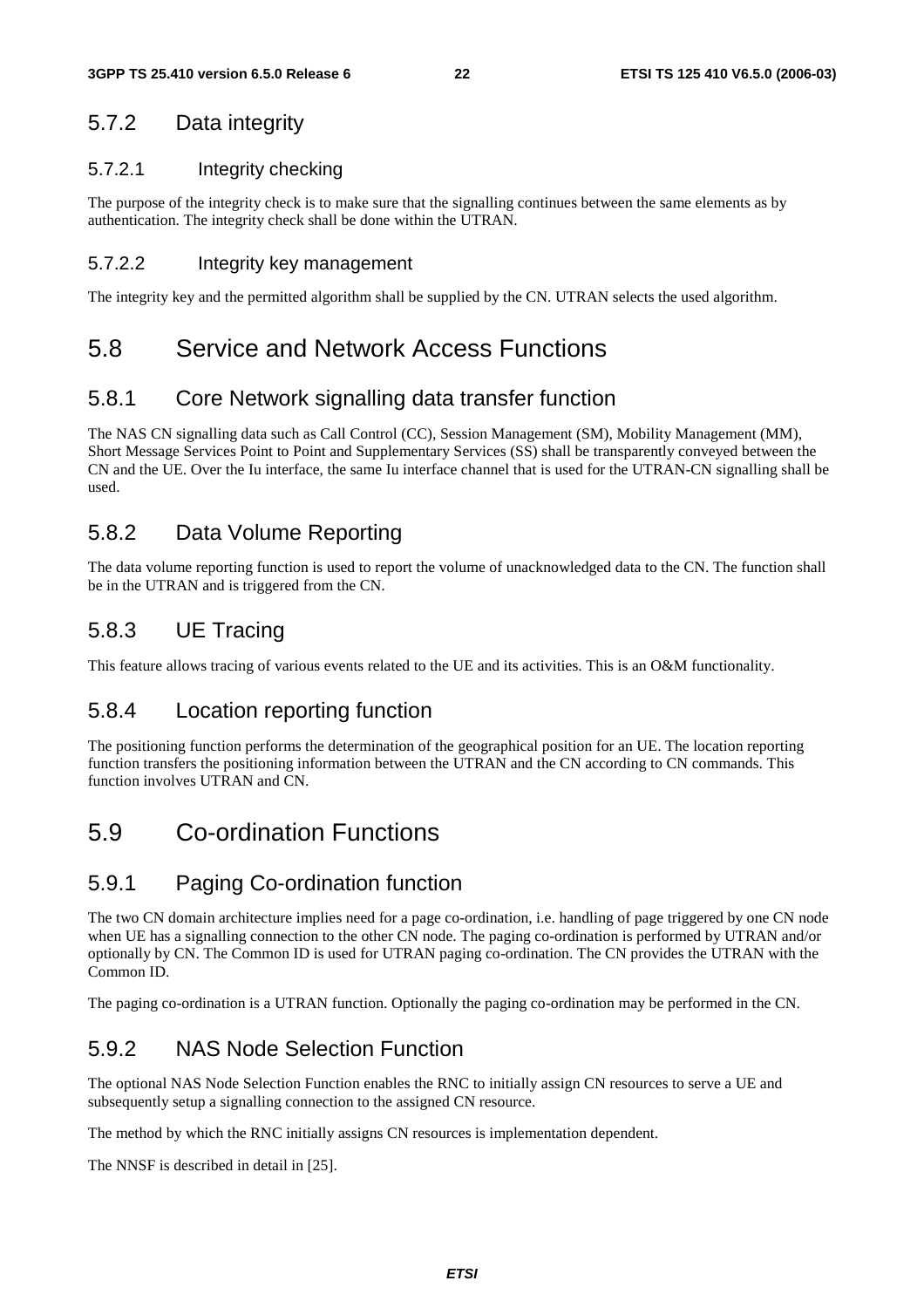### 5.7.2 Data integrity

#### 5.7.2.1 Integrity checking

The purpose of the integrity check is to make sure that the signalling continues between the same elements as by authentication. The integrity check shall be done within the UTRAN.

#### 5.7.2.2 Integrity key management

The integrity key and the permitted algorithm shall be supplied by the CN. UTRAN selects the used algorithm.

## 5.8 Service and Network Access Functions

### 5.8.1 Core Network signalling data transfer function

The NAS CN signalling data such as Call Control (CC), Session Management (SM), Mobility Management (MM), Short Message Services Point to Point and Supplementary Services (SS) shall be transparently conveyed between the CN and the UE. Over the Iu interface, the same Iu interface channel that is used for the UTRAN-CN signalling shall be used.

### 5.8.2 Data Volume Reporting

The data volume reporting function is used to report the volume of unacknowledged data to the CN. The function shall be in the UTRAN and is triggered from the CN.

### 5.8.3 UE Tracing

This feature allows tracing of various events related to the UE and its activities. This is an O&M functionality.

### 5.8.4 Location reporting function

The positioning function performs the determination of the geographical position for an UE. The location reporting function transfers the positioning information between the UTRAN and the CN according to CN commands. This function involves UTRAN and CN.

## 5.9 Co-ordination Functions

### 5.9.1 Paging Co-ordination function

The two CN domain architecture implies need for a page co-ordination, i.e. handling of page triggered by one CN node when UE has a signalling connection to the other CN node. The paging co-ordination is performed by UTRAN and/or optionally by CN. The Common ID is used for UTRAN paging co-ordination. The CN provides the UTRAN with the Common ID.

The paging co-ordination is a UTRAN function. Optionally the paging co-ordination may be performed in the CN.

### 5.9.2 NAS Node Selection Function

The optional NAS Node Selection Function enables the RNC to initially assign CN resources to serve a UE and subsequently setup a signalling connection to the assigned CN resource.

The method by which the RNC initially assigns CN resources is implementation dependent.

The NNSF is described in detail in [25].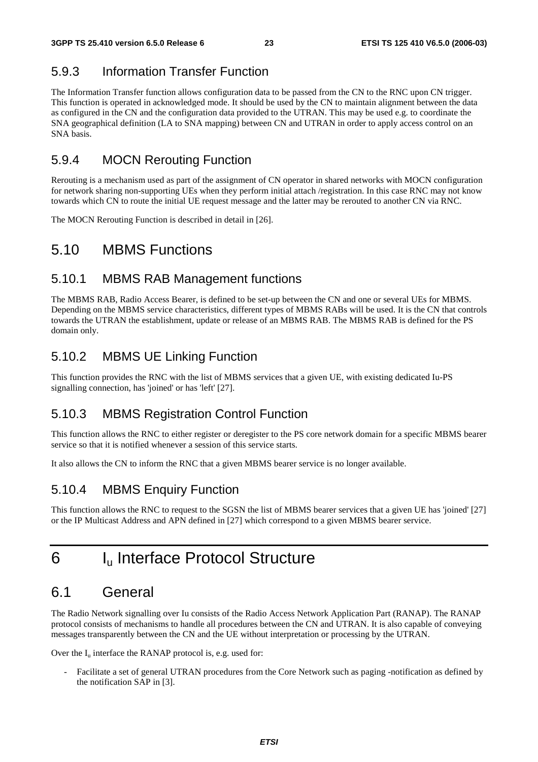### 5.9.3 Information Transfer Function

The Information Transfer function allows configuration data to be passed from the CN to the RNC upon CN trigger. This function is operated in acknowledged mode. It should be used by the CN to maintain alignment between the data as configured in the CN and the configuration data provided to the UTRAN. This may be used e.g. to coordinate the SNA geographical definition (LA to SNA mapping) between CN and UTRAN in order to apply access control on an SNA basis.

### 5.9.4 MOCN Rerouting Function

Rerouting is a mechanism used as part of the assignment of CN operator in shared networks with MOCN configuration for network sharing non-supporting UEs when they perform initial attach /registration. In this case RNC may not know towards which CN to route the initial UE request message and the latter may be rerouted to another CN via RNC.

The MOCN Rerouting Function is described in detail in [26].

## 5.10 MBMS Functions

### 5.10.1 MBMS RAB Management functions

The MBMS RAB, Radio Access Bearer, is defined to be set-up between the CN and one or several UEs for MBMS. Depending on the MBMS service characteristics, different types of MBMS RABs will be used. It is the CN that controls towards the UTRAN the establishment, update or release of an MBMS RAB. The MBMS RAB is defined for the PS domain only.

### 5.10.2 MBMS UE Linking Function

This function provides the RNC with the list of MBMS services that a given UE, with existing dedicated Iu-PS signalling connection, has 'joined' or has 'left' [27].

### 5.10.3 MBMS Registration Control Function

This function allows the RNC to either register or deregister to the PS core network domain for a specific MBMS bearer service so that it is notified whenever a session of this service starts.

It also allows the CN to inform the RNC that a given MBMS bearer service is no longer available.

### 5.10.4 MBMS Enquiry Function

This function allows the RNC to request to the SGSN the list of MBMS bearer services that a given UE has 'joined' [27] or the IP Multicast Address and APN defined in [27] which correspond to a given MBMS bearer service.

# 6 $I_u$ Interface Protocol Structure

## 6.1 General

The Radio Network signalling over Iu consists of the Radio Access Network Application Part (RANAP). The RANAP protocol consists of mechanisms to handle all procedures between the CN and UTRAN. It is also capable of conveying messages transparently between the CN and the UE without interpretation or processing by the UTRAN.

Over the $I_u$ interface the RANAP protocol is, e.g. used for:

- Facilitate a set of general UTRAN procedures from the Core Network such as paging -notification as defined by the notification SAP in [3].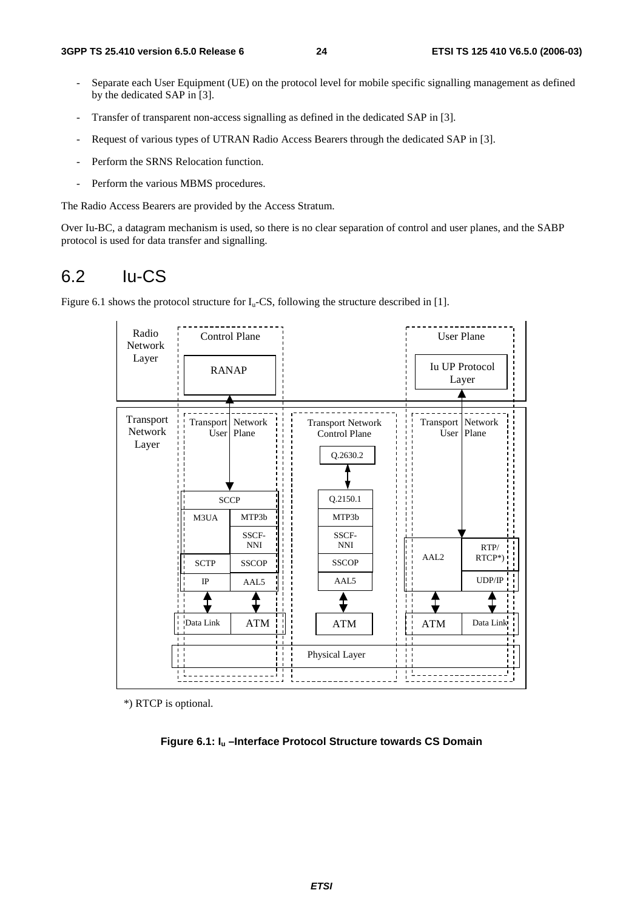- Separate each User Equipment (UE) on the protocol level for mobile specific signalling management as defined by the dedicated SAP in [3].
- Transfer of transparent non-access signalling as defined in the dedicated SAP in [3].
- Request of various types of UTRAN Radio Access Bearers through the dedicated SAP in [3].
- Perform the SRNS Relocation function.
- Perform the various MBMS procedures.

The Radio Access Bearers are provided by the Access Stratum.

Over Iu-BC, a datagram mechanism is used, so there is no clear separation of control and user planes, and the SABP protocol is used for data transfer and signalling.

## 6.2 Iu-CS

Figure 6.1 shows the protocol structure for $I_u$-CS, following the structure described in [1].

Radio Network Layer | Control Plane | User Plane | RANAP | Iu UP Protocol Layer | Transport Network Layer | Transport Network User Plane | Transport Network Control Plane | Transport Network User Plane | Q.2630.2 | SCCP | Q.2150.1 | M3UA | MTP3b | MTP3b | SSCF-NNI | SSCF-NNI | AAL2 | RTP/ RTCP*) | SCTP | SSCOP | SSCOP | IP | AAL5 | AAL5 | UDP/IP | Data Link | ATM | ATM | ATM | Data Link | Physical Layer

*) RTCP is optional.

**Figure 6.1: $I_u$ –Interface Protocol Structure towards CS Domain**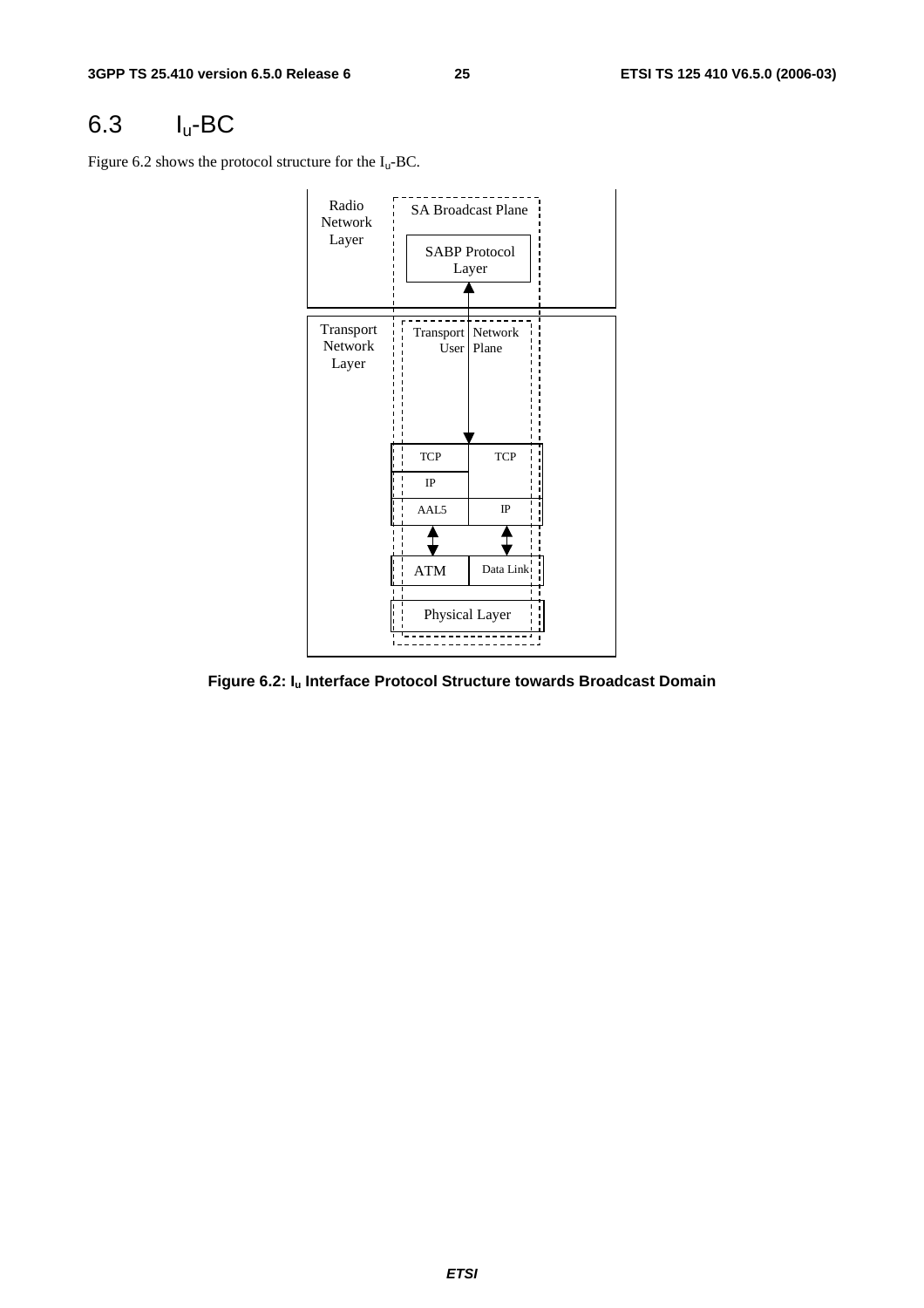## 6.3 $I_u$-BC

Figure 6.2 shows the protocol structure for the $I_u$-BC.

**Figure 6.2: $I_u$ Interface Protocol Structure towards Broadcast Domain**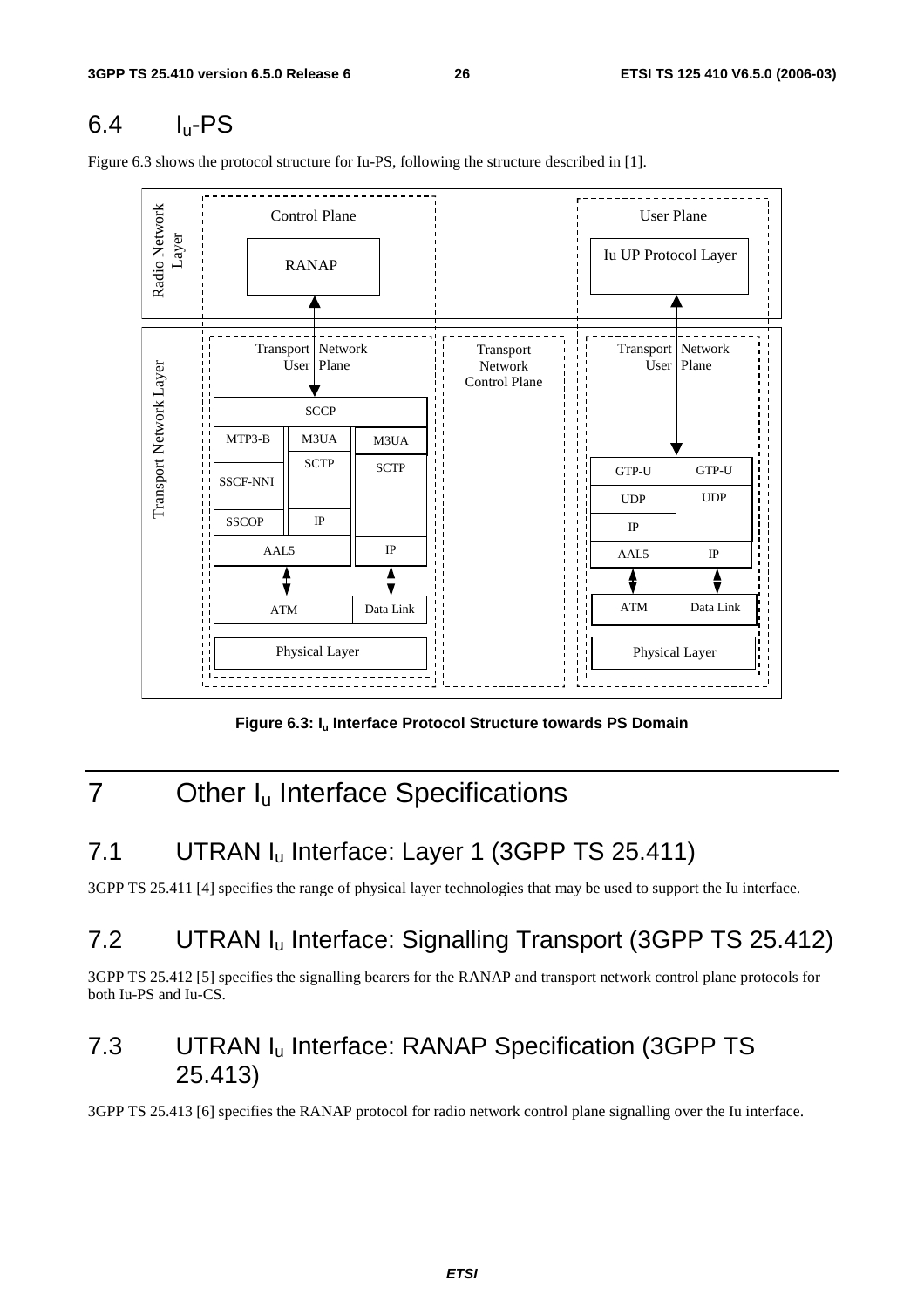## 6.4 $I_u$-PS

Figure 6.3 shows the protocol structure for Iu-PS, following the structure described in [1].

**Figure 6.3: $I_u$ Interface Protocol Structure towards PS Domain**

# 7 Other $I_u$ Interface Specifications

## 7.1 UTRAN $I_u$ Interface: Layer 1 (3GPP TS 25.411)

3GPP TS 25.411 [4] specifies the range of physical layer technologies that may be used to support the Iu interface.

## 7.2 UTRAN $I_u$ Interface: Signalling Transport (3GPP TS 25.412)

3GPP TS 25.412 [5] specifies the signalling bearers for the RANAP and transport network control plane protocols for both Iu-PS and Iu-CS.

## 7.3 UTRAN $I_u$ Interface: RANAP Specification (3GPP TS 25.413)

3GPP TS 25.413 [6] specifies the RANAP protocol for radio network control plane signalling over the Iu interface.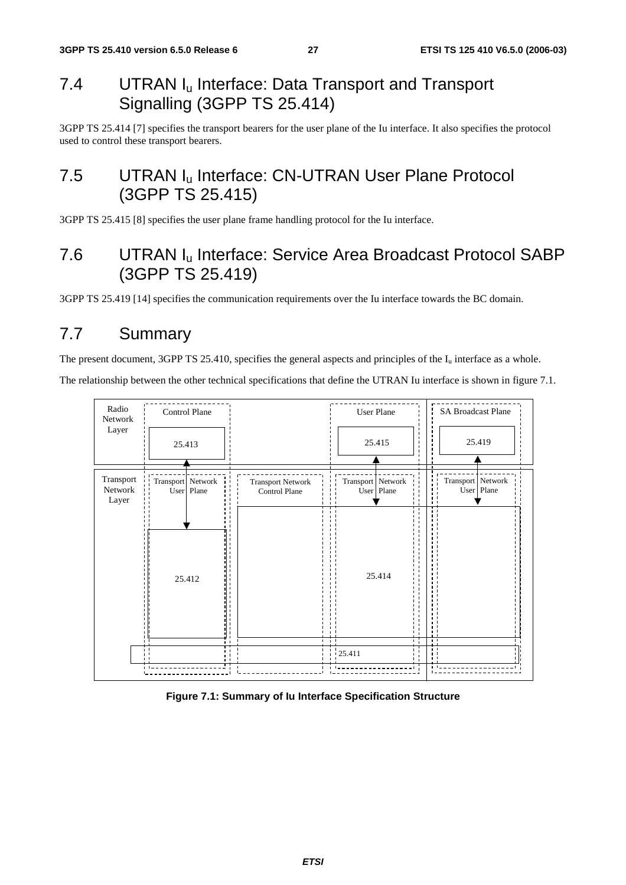## 7.4 UTRAN $I_u$ Interface: Data Transport and Transport Signalling (3GPP TS 25.414)

3GPP TS 25.414 [7] specifies the transport bearers for the user plane of the Iu interface. It also specifies the protocol used to control these transport bearers.

## 7.5 UTRAN $I_u$ Interface: CN-UTRAN User Plane Protocol (3GPP TS 25.415)

3GPP TS 25.415 [8] specifies the user plane frame handling protocol for the Iu interface.

## 7.6 UTRAN $I_u$ Interface: Service Area Broadcast Protocol SABP (3GPP TS 25.419)

3GPP TS 25.419 [14] specifies the communication requirements over the Iu interface towards the BC domain.

## 7.7 Summary

The present document, 3GPP TS 25.410, specifies the general aspects and principles of the $I_u$ interface as a whole.

The relationship between the other technical specifications that define the UTRAN Iu interface is shown in figure 7.1.

Radio Network Layer | Control Plane | 25.413 | User Plane | 25.415 | SA Broadcast Plane | 25.419

Transport Network Layer | Transport Network User Plane | 25.412 | Transport Network Control Plane | Transport Network User Plane | 25.414 | Transport Network User Plane | 25.411

**Figure 7.1: Summary of Iu Interface Specification Structure**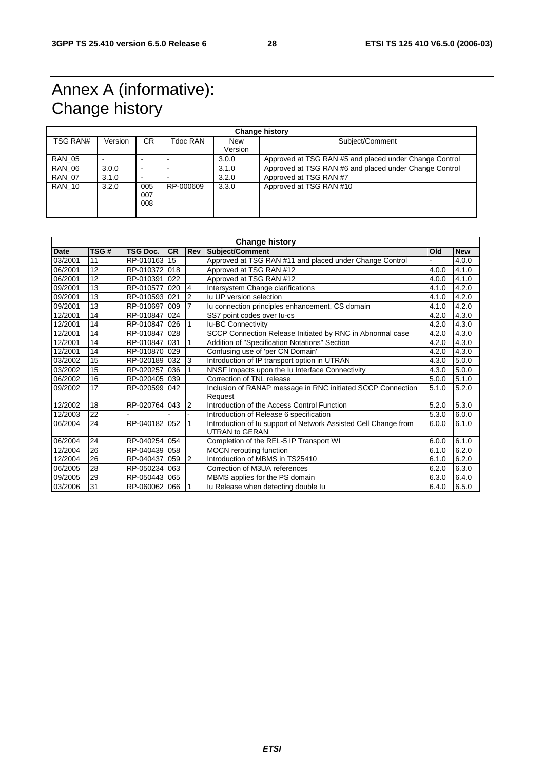# Annex A (informative): Change history

| Change history | | | | | |
|---|---|---|---|---|---|
| TSG RAN# | Version | CR | Tdoc RAN | New Version | Subject/Comment |
| RAN_05 | - | - | - | 3.0.0 | Approved at TSG RAN #5 and placed under Change Control |
| RAN_06 | 3.0.0 | - | - | 3.1.0 | Approved at TSG RAN #6 and placed under Change Control |
| RAN_07 | 3.1.0 | - | - | 3.2.0 | Approved at TSG RAN #7 |
| RAN_10 | 3.2.0 | 005 007 008 | RP-000609 | 3.3.0 | Approved at TSG RAN #10 |
| | | | | | |

| Change history | | | | | | | |
|---|---|---|---|---|---|---|---|
| **Date** | **TSG #** | **TSG Doc.** | **CR** | **Rev** | **Subject/Comment** | **Old** | **New** |
| 03/2001 | 11 | RP-010163 | 15 | | Approved at TSG RAN #11 and placed under Change Control | - | 4.0.0 |
| 06/2001 | 12 | RP-010372 | 018 | | Approved at TSG RAN #12 | 4.0.0 | 4.1.0 |
| 06/2001 | 12 | RP-010391 | 022 | | Approved at TSG RAN #12 | 4.0.0 | 4.1.0 |
| 09/2001 | 13 | RP-010577 | 020 | 4 | Intersystem Change clarifications | 4.1.0 | 4.2.0 |
| 09/2001 | 13 | RP-010593 | 021 | 2 | Iu UP version selection | 4.1.0 | 4.2.0 |
| 09/2001 | 13 | RP-010697 | 009 | 7 | Iu connection principles enhancement, CS domain | 4.1.0 | 4.2.0 |
| 12/2001 | 14 | RP-010847 | 024 | | SS7 point codes over Iu-cs | 4.2.0 | 4.3.0 |
| 12/2001 | 14 | RP-010847 | 026 | 1 | Iu-BC Connectivity | 4.2.0 | 4.3.0 |
| 12/2001 | 14 | RP-010847 | 028 | | SCCP Connection Release Initiated by RNC in Abnormal case | 4.2.0 | 4.3.0 |
| 12/2001 | 14 | RP-010847 | 031 | 1 | Addition of "Specification Notations" Section | 4.2.0 | 4.3.0 |
| 12/2001 | 14 | RP-010870 | 029 | | Confusing use of 'per CN Domain' | 4.2.0 | 4.3.0 |
| 03/2002 | 15 | RP-020189 | 032 | 3 | Introduction of IP transport option in UTRAN | 4.3.0 | 5.0.0 |
| 03/2002 | 15 | RP-020257 | 036 | 1 | NNSF Impacts upon the Iu Interface Connectivity | 4.3.0 | 5.0.0 |
| 06/2002 | 16 | RP-020405 | 039 | | Correction of TNL release | 5.0.0 | 5.1.0 |
| 09/2002 | 17 | RP-020599 | 042 | | Inclusion of RANAP message in RNC initiated SCCP Connection Request | 5.1.0 | 5.2.0 |
| 12/2002 | 18 | RP-020764 | 043 | 2 | Introduction of the Access Control Function | 5.2.0 | 5.3.0 |
| 12/2003 | 22 | - | - | - | Introduction of Release 6 specification | 5.3.0 | 6.0.0 |
| 06/2004 | 24 | RP-040182 | 052 | 1 | Introduction of Iu support of Network Assisted Cell Change from UTRAN to GERAN | 6.0.0 | 6.1.0 |
| 06/2004 | 24 | RP-040254 | 054 | | Completion of the REL-5 IP Transport WI | 6.0.0 | 6.1.0 |
| 12/2004 | 26 | RP-040439 | 058 | | MOCN rerouting function | 6.1.0 | 6.2.0 |
| 12/2004 | 26 | RP-040437 | 059 | 2 | Introduction of MBMS in TS25410 | 6.1.0 | 6.2.0 |
| 06/2005 | 28 | RP-050234 | 063 | | Correction of M3UA references | 6.2.0 | 6.3.0 |
| 09/2005 | 29 | RP-050443 | 065 | | MBMS applies for the PS domain | 6.3.0 | 6.4.0 |
| 03/2006 | 31 | RP-060062 | 066 | 1 | Iu Release when detecting double Iu | 6.4.0 | 6.5.0 |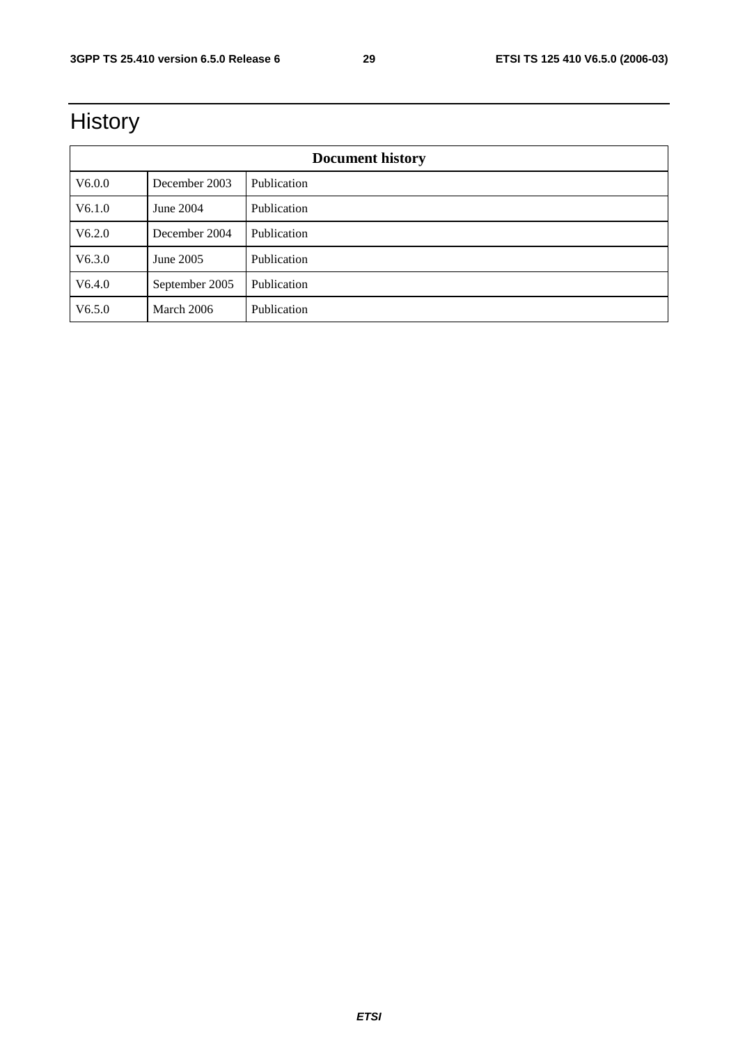# History

| Document history | | |
|---|---|---|
| V6.0.0 | December 2003 | Publication |
| V6.1.0 | June 2004 | Publication |
| V6.2.0 | December 2004 | Publication |
| V6.3.0 | June 2005 | Publication |
| V6.4.0 | September 2005 | Publication |
| V6.5.0 | March 2006 | Publication |